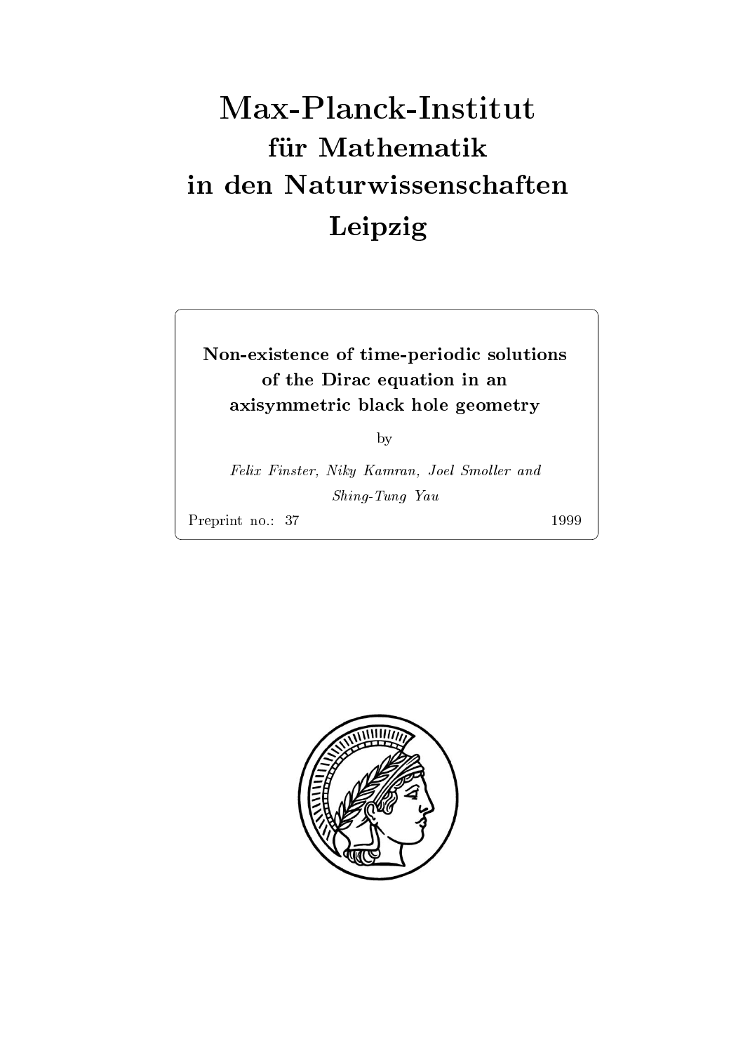# Max-Planck-Institut
## für Mathematik
## in den Naturwissenschaften
## Leipzig

**Non-existence of time-periodic solutions of the Dirac equation in an axisymmetric black hole geometry**

by

*Felix Finster, Niky Kamran, Joel Smoller and Shing-Tung Yau*

Preprint no.: 37 — 1999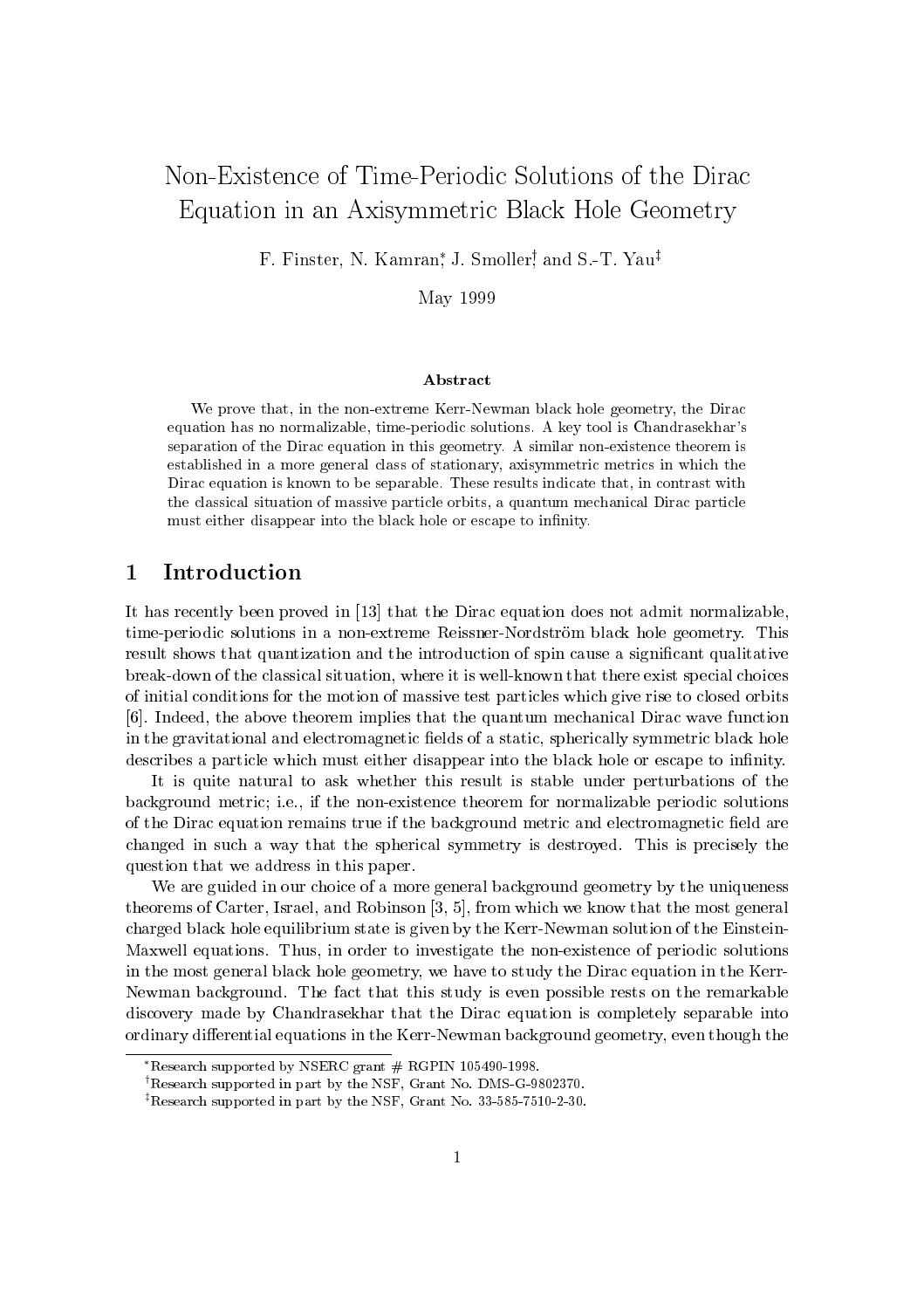# Non-Existence of Time-Periodic Solutions of the Dirac Equation in an Axisymmetric Black Hole Geometry

F. Finster, N. Kamran[*], J. Smoller[†], and S.-T. Yau[‡]

May 1999

### Abstract

We prove that, in the non-extreme Kerr-Newman black hole geometry, the Dirac equation has no normalizable, time-periodic solutions. A key tool is Chandrasekhar's separation of the Dirac equation in this geometry. A similar non-existence theorem is established in a more general class of stationary, axisymmetric metrics in which the Dirac equation is known to be separable. These results indicate that, in contrast with the classical situation of massive particle orbits, a quantum mechanical Dirac particle must either disappear into the black hole or escape to infinity.

## 1 Introduction

It has recently been proved in [13] that the Dirac equation does not admit normalizable, time-periodic solutions in a non-extreme Reissner-Nordström black hole geometry. This result shows that quantization and the introduction of spin cause a significant qualitative break-down of the classical situation, where it is well-known that there exist special choices of initial conditions for the motion of massive test particles which give rise to closed orbits [6]. Indeed, the above theorem implies that the quantum mechanical Dirac wave function in the gravitational and electromagnetic fields of a static, spherically symmetric black hole describes a particle which must either disappear into the black hole or escape to infinity.

It is quite natural to ask whether this result is stable under perturbations of the background metric; i.e., if the non-existence theorem for normalizable periodic solutions of the Dirac equation remains true if the background metric and electromagnetic field are changed in such a way that the spherical symmetry is destroyed. This is precisely the question that we address in this paper.

We are guided in our choice of a more general background geometry by the uniqueness theorems of Carter, Israel, and Robinson [3, 5], from which we know that the most general charged black hole equilibrium state is given by the Kerr-Newman solution of the Einstein-Maxwell equations. Thus, in order to investigate the non-existence of periodic solutions in the most general black hole geometry, we have to study the Dirac equation in the Kerr-Newman background. The fact that this study is even possible rests on the remarkable discovery made by Chandrasekhar that the Dirac equation is completely separable into ordinary differential equations in the Kerr-Newman background geometry, even though the

[*] Research supported by NSERC grant # RGPIN 105490-1998.

[†] Research supported in part by the NSF, Grant No. DMS-G-9802370.

[‡] Research supported in part by the NSF, Grant No. 33-585-7510-2-30.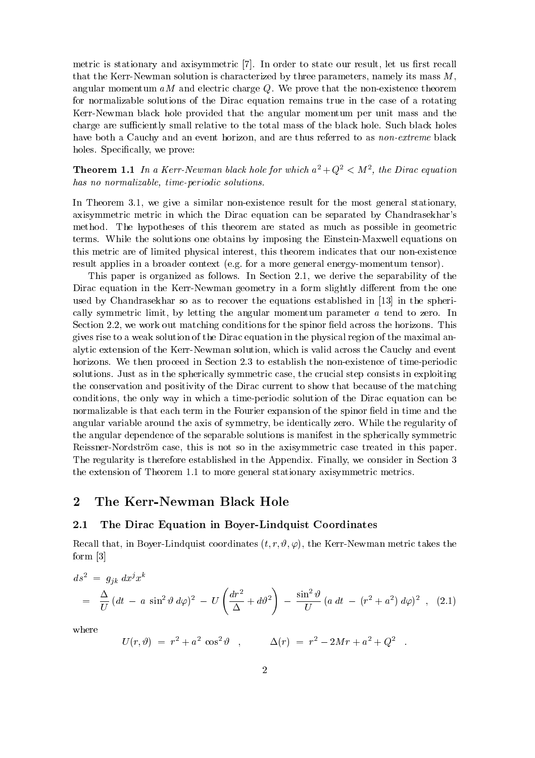metric is stationary and axisymmetric [7]. In order to state our result, let us first recall that the Kerr-Newman solution is characterized by three parameters, namely its mass $M$, angular momentum $aM$ and electric charge $Q$. We prove that the non-existence theorem for normalizable solutions of the Dirac equation remains true in the case of a rotating Kerr-Newman black hole provided that the angular momentum per unit mass and the charge are sufficiently small relative to the total mass of the black hole. Such black holes have both a Cauchy and an event horizon, and are thus referred to as *non-extreme* black holes. Specifically, we prove:

**Theorem 1.1** *In a Kerr-Newman black hole for which $a^2+Q^2 < M^2$, the Dirac equation has no normalizable, time-periodic solutions.*

In Theorem 3.1, we give a similar non-existence result for the most general stationary, axisymmetric metric in which the Dirac equation can be separated by Chandrasekhar's method. The hypotheses of this theorem are stated as much as possible in geometric terms. While the solutions one obtains by imposing the Einstein-Maxwell equations on this metric are of limited physical interest, this theorem indicates that our non-existence result applies in a broader context (e.g. for a more general energy-momentum tensor).

This paper is organized as follows. In Section 2.1, we derive the separability of the Dirac equation in the Kerr-Newman geometry in a form slightly different from the one used by Chandrasekhar so as to recover the equations established in [13] in the spherically symmetric limit, by letting the angular momentum parameter $a$ tend to zero. In Section 2.2, we work out matching conditions for the spinor field across the horizons. This gives rise to a weak solution of the Dirac equation in the physical region of the maximal analytic extension of the Kerr-Newman solution, which is valid across the Cauchy and event horizons. We then proceed in Section 2.3 to establish the non-existence of time-periodic solutions. Just as in the spherically symmetric case, the crucial step consists in exploiting the conservation and positivity of the Dirac current to show that because of the matching conditions, the only way in which a time-periodic solution of the Dirac equation can be normalizable is that each term in the Fourier expansion of the spinor field in time and the angular variable around the axis of symmetry, be identically zero. While the regularity of the angular dependence of the separable solutions is manifest in the spherically symmetric Reissner-Nordström case, this is not so in the axisymmetric case treated in this paper. The regularity is therefore established in the Appendix. Finally, we consider in Section 3 the extension of Theorem 1.1 to more general stationary axisymmetric metrics.

## 2 The Kerr-Newman Black Hole

### 2.1 The Dirac Equation in Boyer-Lindquist Coordinates

Recall that, in Boyer-Lindquist coordinates $(t, r, \vartheta, \varphi)$, the Kerr-Newman metric takes the form [3]

$$
\begin{aligned}
ds^2 &= g_{jk}\; dx^j x^k \\
&= \frac{\Delta}{U}\,(dt \;-\; a\;\sin^2\vartheta\; d\varphi)^2 \;-\; U\left(\frac{dr^2}{\Delta} + d\vartheta^2\right) \;-\; \frac{\sin^2\vartheta}{U}\,(a\;dt \;-\; (r^2+a^2)\;d\varphi)^2 \quad , \quad (2.1)
\end{aligned}
$$

where

$$
U(r,\vartheta) \;=\; r^2 + a^2\,\cos^2\vartheta \quad , \qquad \Delta(r) \;=\; r^2 - 2Mr + a^2 + Q^2 \quad .
$$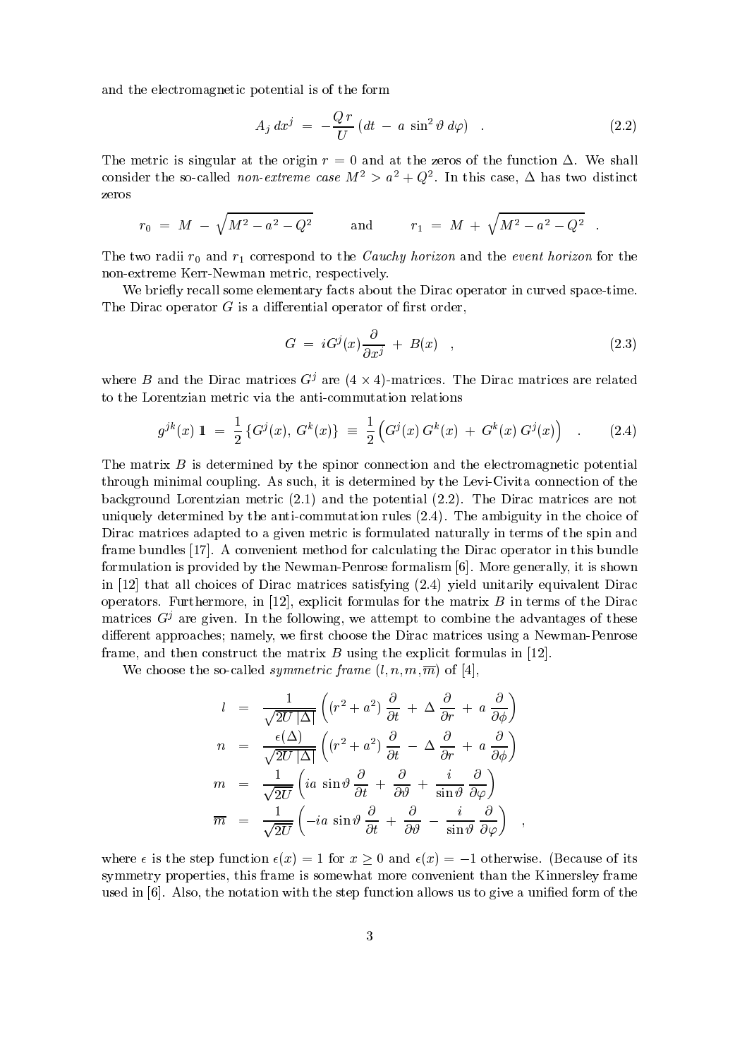and the electromagnetic potential is of the form

$$A_j\,dx^j \;=\; -\frac{Q\,r}{U}\,(dt \;-\; a\,\sin^2\vartheta\,d\varphi) \quad . \tag{2.2}$$

The metric is singular at the origin $r = 0$ and at the zeros of the function $\Delta$. We shall consider the so-called *non-extreme case* $M^2 > a^2 + Q^2$. In this case, $\Delta$ has two distinct zeros

$$r_0 \;=\; M \;-\; \sqrt{M^2 - a^2 - Q^2} \qquad \text{and} \qquad r_1 \;=\; M \;+\; \sqrt{M^2 - a^2 - Q^2} \quad .$$

The two radii $r_0$ and $r_1$ correspond to the *Cauchy horizon* and the *event horizon* for the non-extreme Kerr-Newman metric, respectively.

We briefly recall some elementary facts about the Dirac operator in curved space-time. The Dirac operator $G$ is a differential operator of first order,

$$G \;=\; iG^j(x)\frac{\partial}{\partial x^j} \;+\; B(x) \quad , \tag{2.3}$$

where $B$ and the Dirac matrices $G^j$ are $(4\times 4)$-matrices. The Dirac matrices are related to the Lorentzian metric via the anti-commutation relations

$$g^{jk}(x)\,\mathbb{1} \;=\; \frac{1}{2}\,\{G^j(x),\,G^k(x)\} \;\equiv\; \frac{1}{2}\Big(G^j(x)\,G^k(x) \;+\; G^k(x)\,G^j(x)\Big) \quad . \tag{2.4}$$

The matrix $B$ is determined by the spinor connection and the electromagnetic potential through minimal coupling. As such, it is determined by the Levi-Civita connection of the background Lorentzian metric (2.1) and the potential (2.2). The Dirac matrices are not uniquely determined by the anti-commutation rules (2.4). The ambiguity in the choice of Dirac matrices adapted to a given metric is formulated naturally in terms of the spin and frame bundles [17]. A convenient method for calculating the Dirac operator in this bundle formulation is provided by the Newman-Penrose formalism [6]. More generally, it is shown in [12] that all choices of Dirac matrices satisfying (2.4) yield unitarily equivalent Dirac operators. Furthermore, in [12], explicit formulas for the matrix $B$ in terms of the Dirac matrices $G^j$ are given. In the following, we attempt to combine the advantages of these different approaches; namely, we first choose the Dirac matrices using a Newman-Penrose frame, and then construct the matrix $B$ using the explicit formulas in [12].

We choose the so-called *symmetric frame* $(l, n, m, \overline{m})$ of [4],

$$\begin{aligned}
l &= \frac{1}{\sqrt{2U\,|\Delta|}}\left((r^2+a^2)\,\frac{\partial}{\partial t} \;+\; \Delta\,\frac{\partial}{\partial r} \;+\; a\,\frac{\partial}{\partial \phi}\right) \\
n &= \frac{\epsilon(\Delta)}{\sqrt{2U\,|\Delta|}}\left((r^2+a^2)\,\frac{\partial}{\partial t} \;-\; \Delta\,\frac{\partial}{\partial r} \;+\; a\,\frac{\partial}{\partial \phi}\right) \\
m &= \frac{1}{\sqrt{2U}}\left(ia\,\sin\vartheta\,\frac{\partial}{\partial t} \;+\; \frac{\partial}{\partial \vartheta} \;+\; \frac{i}{\sin\vartheta}\,\frac{\partial}{\partial \varphi}\right) \\
\overline{m} &= \frac{1}{\sqrt{2U}}\left(-ia\,\sin\vartheta\,\frac{\partial}{\partial t} \;+\; \frac{\partial}{\partial \vartheta} \;-\; \frac{i}{\sin\vartheta}\,\frac{\partial}{\partial \varphi}\right) \quad ,
\end{aligned}$$

where $\epsilon$ is the step function $\epsilon(x) = 1$ for $x \geq 0$ and $\epsilon(x) = -1$ otherwise. (Because of its symmetry properties, this frame is somewhat more convenient than the Kinnersley frame used in [6]. Also, the notation with the step function allows us to give a unified form of the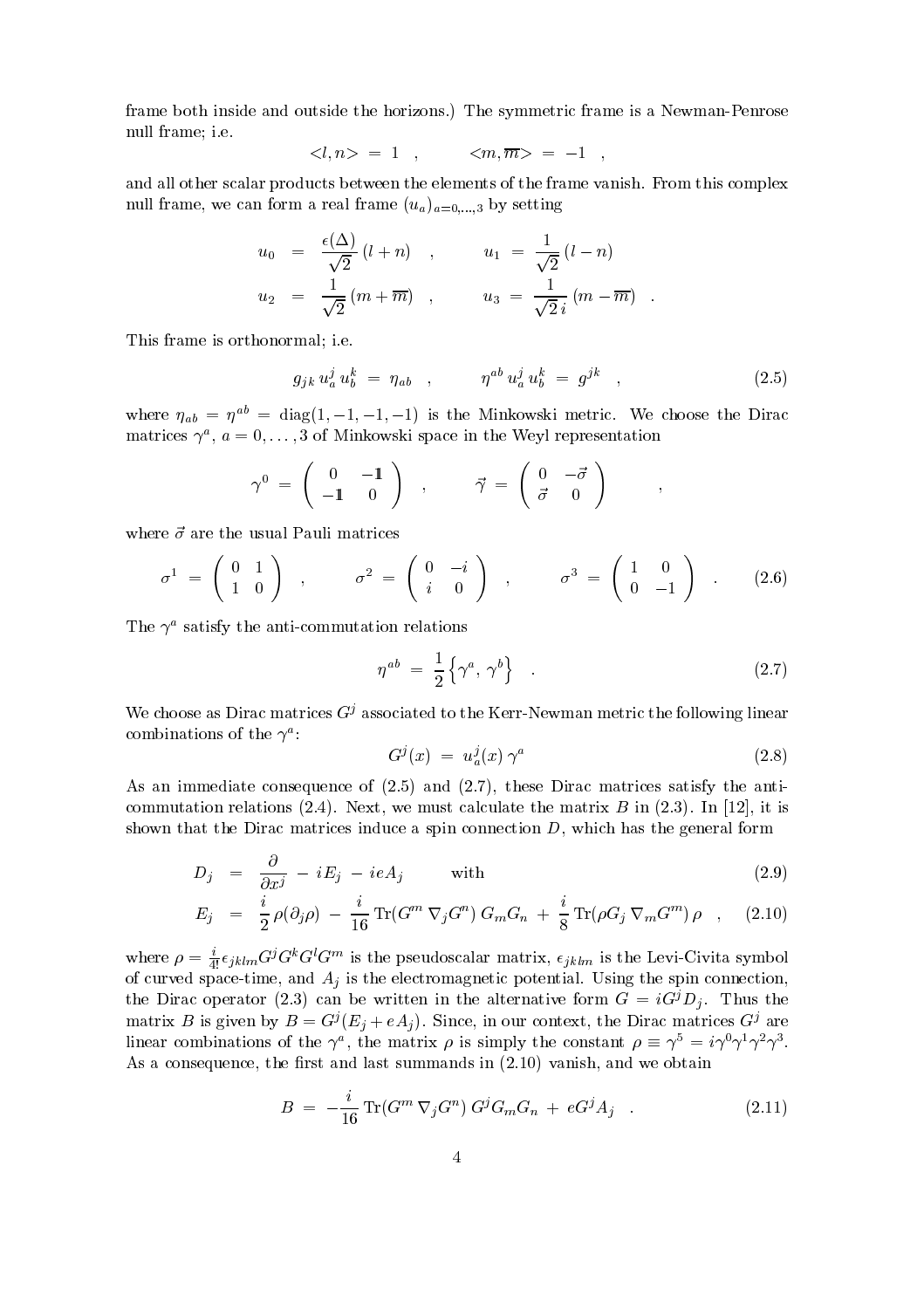frame both inside and outside the horizons.) The symmetric frame is a Newman-Penrose null frame; i.e.

$$<l,n> \;=\; 1 \quad , \qquad <m,\overline{m}> \;=\; -1 \quad ,$$

and all other scalar products between the elements of the frame vanish. From this complex null frame, we can form a real frame $(u_a)_{a=0,\ldots,3}$ by setting

$$\begin{aligned}
u_0 &= \frac{\epsilon(\Delta)}{\sqrt{2}}\,(l+n) \quad , \qquad & u_1 &= \frac{1}{\sqrt{2}}\,(l-n) \\
u_2 &= \frac{1}{\sqrt{2}}\,(m+\overline{m}) \quad , \qquad & u_3 &= \frac{1}{\sqrt{2}\,i}\,(m-\overline{m}) \quad .
\end{aligned}$$

This frame is orthonormal; i.e.

$$g_{jk}\, u^j_a\, u^k_b \;=\; \eta_{ab} \quad , \qquad \eta^{ab}\, u^j_a\, u^k_b \;=\; g^{jk} \quad , \tag{2.5}$$

where $\eta_{ab} = \eta^{ab} = \text{diag}(1,-1,-1,-1)$ is the Minkowski metric. We choose the Dirac matrices $\gamma^a$, $a=0,\ldots,3$ of Minkowski space in the Weyl representation

$$\gamma^0 \;=\; \begin{pmatrix} 0 & -\mathbb{1} \\ -\mathbb{1} & 0 \end{pmatrix} \quad , \qquad \vec{\gamma} \;=\; \begin{pmatrix} 0 & -\vec{\sigma} \\ \vec{\sigma} & 0 \end{pmatrix} \qquad ,$$

where $\vec{\sigma}$ are the usual Pauli matrices

$$\sigma^1 \;=\; \begin{pmatrix} 0 & 1 \\ 1 & 0 \end{pmatrix} \quad , \qquad \sigma^2 \;=\; \begin{pmatrix} 0 & -i \\ i & 0 \end{pmatrix} \quad , \qquad \sigma^3 \;=\; \begin{pmatrix} 1 & 0 \\ 0 & -1 \end{pmatrix} \quad . \tag{2.6}$$

The $\gamma^a$ satisfy the anti-commutation relations

$$\eta^{ab} \;=\; \frac{1}{2}\left\{\gamma^a,\, \gamma^b\right\} \quad . \tag{2.7}$$

We choose as Dirac matrices $G^j$ associated to the Kerr-Newman metric the following linear combinations of the $\gamma^a$:

$$G^j(x) \;=\; u^j_a(x)\,\gamma^a \tag{2.8}$$

As an immediate consequence of (2.5) and (2.7), these Dirac matrices satisfy the anti-commutation relations (2.4). Next, we must calculate the matrix $B$ in (2.3). In [12], it is shown that the Dirac matrices induce a spin connection $D$, which has the general form

$$D_j \;=\; \frac{\partial}{\partial x^j} \;-\; iE_j \;-\; ieA_j \qquad \text{with} \tag{2.9}$$

$$E_j \;=\; \frac{i}{2}\,\rho(\partial_j\rho) \;-\; \frac{i}{16}\,\text{Tr}(G^m\,\nabla_j G^n)\;G_m G_n \;+\; \frac{i}{8}\,\text{Tr}(\rho G_j\,\nabla_m G^m)\,\rho \quad , \tag{2.10}$$

where $\rho = \frac{i}{4!}\epsilon_{jklm}G^jG^kG^lG^m$ is the pseudoscalar matrix, $\epsilon_{jklm}$ is the Levi-Civita symbol of curved space-time, and $A_j$ is the electromagnetic potential. Using the spin connection, the Dirac operator (2.3) can be written in the alternative form $G = iG^jD_j$. Thus the matrix $B$ is given by $B = G^j(E_j + eA_j)$. Since, in our context, the Dirac matrices $G^j$ are linear combinations of the $\gamma^a$, the matrix $\rho$ is simply the constant $\rho \equiv \gamma^5 = i\gamma^0\gamma^1\gamma^2\gamma^3$. As a consequence, the first and last summands in (2.10) vanish, and we obtain

$$B \;=\; -\frac{i}{16}\,\text{Tr}(G^m\,\nabla_j G^n)\;G^j G_m G_n \;+\; eG^jA_j \quad . \tag{2.11}$$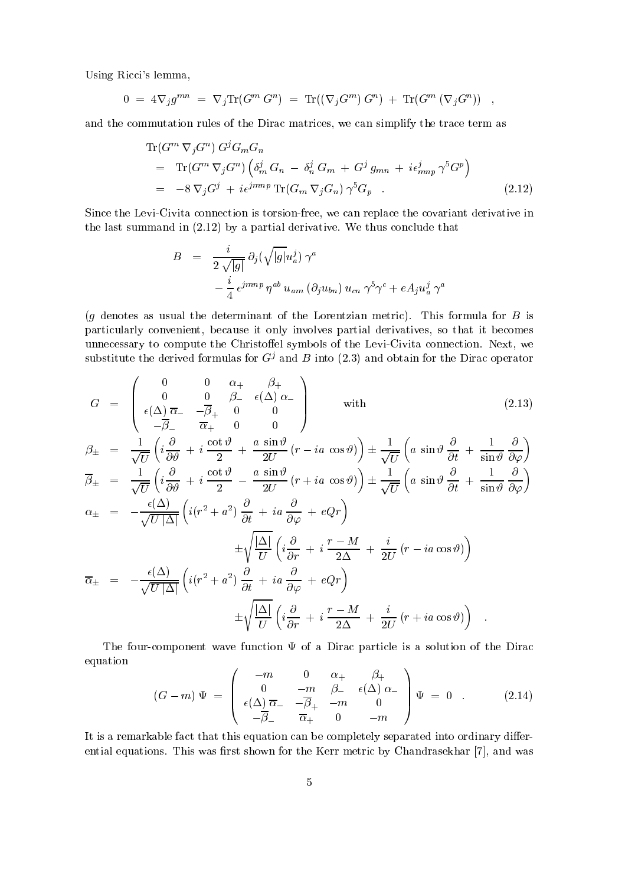Using Ricci's lemma,

$$0 \;=\; 4\nabla_j g^{mn} \;=\; \nabla_j \mathrm{Tr}(G^m\, G^n) \;=\; \mathrm{Tr}((\nabla_j G^m)\, G^n) \;+\; \mathrm{Tr}(G^m\, (\nabla_j G^n)) \quad ,$$

and the commutation rules of the Dirac matrices, we can simplify the trace term as

$$\begin{aligned}
&\mathrm{Tr}(G^m\, \nabla_j G^n)\, G^j G_m G_n \\
&= \mathrm{Tr}(G^m\, \nabla_j G^n) \left( \delta^j_m\, G_n \,-\, \delta^j_n\, G_m \,+\, G^j\, g_{mn} \,+\, i\epsilon^j_{\;mnp}\, \gamma^5 G^p \right) \\
&= -8\, \nabla_j G^j \,+\, i\epsilon^{jmnp}\, \mathrm{Tr}(G_m\, \nabla_j G_n)\, \gamma^5 G_p \quad .
\end{aligned} \tag{2.12}$$

Since the Levi-Civita connection is torsion-free, we can replace the covariant derivative in the last summand in (2.12) by a partial derivative. We thus conclude that

$$\begin{aligned}
B \;&=\; \frac{i}{2\sqrt{|g|}}\, \partial_j(\sqrt{|g|} u^j_a)\, \gamma^a \\
&\quad -\frac{i}{4}\, \epsilon^{jmnp}\, \eta^{ab}\, u_{am}\, (\partial_j u_{bn})\, u_{cn}\, \gamma^5 \gamma^c + eA_j u^j_a\, \gamma^a
\end{aligned}$$

($g$ denotes as usual the determinant of the Lorentzian metric). This formula for $B$ is particularly convenient, because it only involves partial derivatives, so that it becomes unnecessary to compute the Christoffel symbols of the Levi-Civita connection. Next, we substitute the derived formulas for $G^j$ and $B$ into (2.3) and obtain for the Dirac operator

$$G \;=\; \begin{pmatrix} 0 & 0 & \alpha_+ & \beta_+ \\ 0 & 0 & \beta_- & \epsilon(\Delta)\, \alpha_- \\ \epsilon(\Delta)\, \overline{\alpha}_- & -\overline{\beta}_+ & 0 & 0 \\ -\overline{\beta}_- & \overline{\alpha}_+ & 0 & 0 \end{pmatrix} \qquad \text{with} \tag{2.13}$$

$$\begin{aligned}
\beta_\pm \;&=\; \frac{1}{\sqrt{U}} \left( i\frac{\partial}{\partial\vartheta} \,+\, i\,\frac{\cot\vartheta}{2} \,+\, \frac{a\, \sin\vartheta}{2U}\, (r - ia\, \cos\vartheta) \right) \pm \frac{1}{\sqrt{U}} \left( a\, \sin\vartheta\, \frac{\partial}{\partial t} \,+\, \frac{1}{\sin\vartheta}\, \frac{\partial}{\partial\varphi} \right) \\
\overline{\beta}_\pm \;&=\; \frac{1}{\sqrt{U}} \left( i\frac{\partial}{\partial\vartheta} \,+\, i\,\frac{\cot\vartheta}{2} \,-\, \frac{a\, \sin\vartheta}{2U}\, (r + ia\, \cos\vartheta) \right) \pm \frac{1}{\sqrt{U}} \left( a\, \sin\vartheta\, \frac{\partial}{\partial t} \,+\, \frac{1}{\sin\vartheta}\, \frac{\partial}{\partial\varphi} \right) \\
\alpha_\pm \;&=\; -\frac{\epsilon(\Delta)}{\sqrt{U\, |\Delta|}} \left( i(r^2+a^2)\, \frac{\partial}{\partial t} \,+\, ia\, \frac{\partial}{\partial\varphi} \,+\, eQr \right) \\
&\qquad\qquad \pm \sqrt{\frac{|\Delta|}{U}} \left( i\frac{\partial}{\partial r} \,+\, i\, \frac{r-M}{2\Delta} \,+\, \frac{i}{2U}\, (r - ia\cos\vartheta) \right) \\
\overline{\alpha}_\pm \;&=\; -\frac{\epsilon(\Delta)}{\sqrt{U\, |\Delta|}} \left( i(r^2+a^2)\, \frac{\partial}{\partial t} \,+\, ia\, \frac{\partial}{\partial\varphi} \,+\, eQr \right) \\
&\qquad\qquad \pm \sqrt{\frac{|\Delta|}{U}} \left( i\frac{\partial}{\partial r} \,+\, i\, \frac{r-M}{2\Delta} \,+\, \frac{i}{2U}\, (r + ia\cos\vartheta) \right) \quad .
\end{aligned}$$

The four-component wave function $\Psi$ of a Dirac particle is a solution of the Dirac equation

$$(G - m)\, \Psi \;=\; \begin{pmatrix} -m & 0 & \alpha_+ & \beta_+ \\ 0 & -m & \beta_- & \epsilon(\Delta)\, \alpha_- \\ \epsilon(\Delta)\, \overline{\alpha}_- & -\overline{\beta}_+ & -m & 0 \\ -\overline{\beta}_- & \overline{\alpha}_+ & 0 & -m \end{pmatrix} \Psi \;=\; 0 \quad . \tag{2.14}$$

It is a remarkable fact that this equation can be completely separated into ordinary differential equations. This was first shown for the Kerr metric by Chandrasekhar [7], and was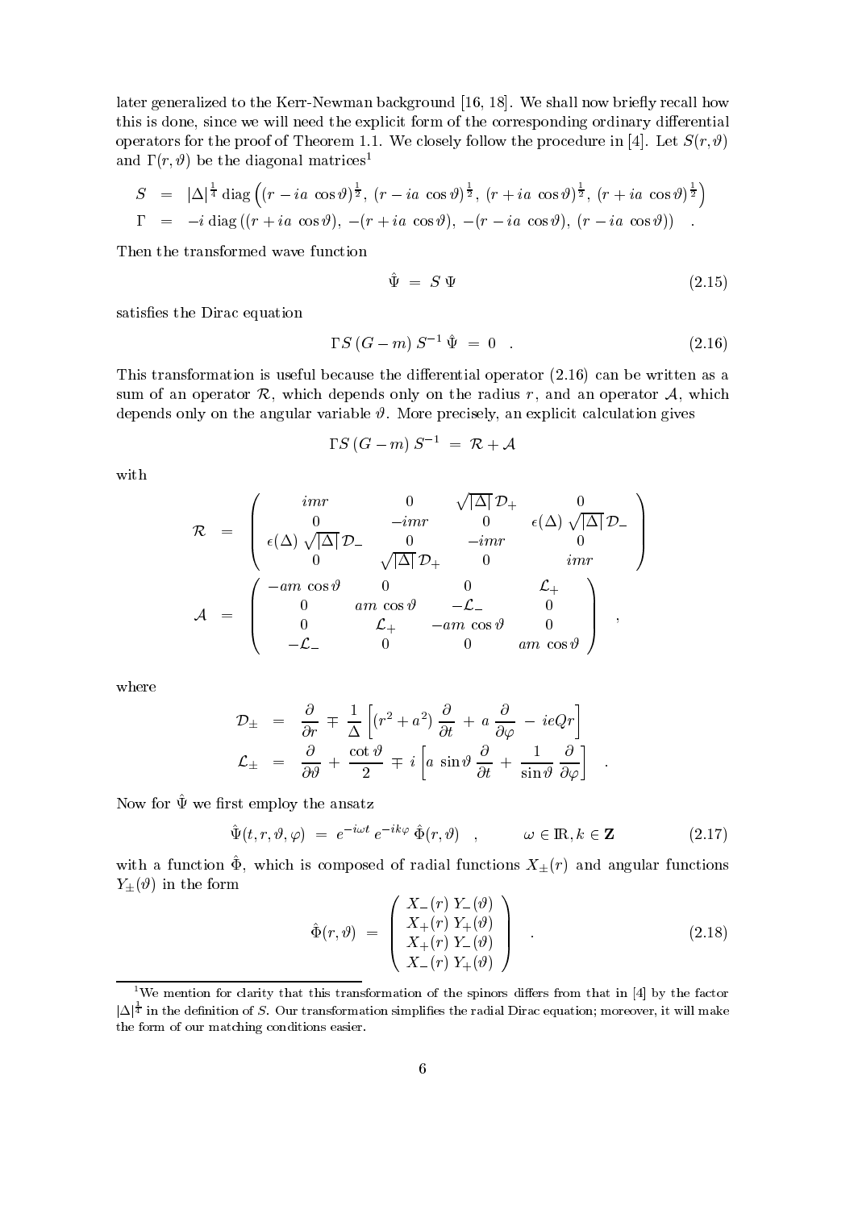later generalized to the Kerr-Newman background [16, 18]. We shall now briefly recall how this is done, since we will need the explicit form of the corresponding ordinary differential operators for the proof of Theorem 1.1. We closely follow the procedure in [4]. Let $S(r,\vartheta)$ and $\Gamma(r,\vartheta)$ be the diagonal matrices[1]

$$
\begin{aligned}
S &= |\Delta|^{\frac{1}{4}} \,\mathrm{diag}\left((r - ia\,\cos\vartheta)^{\frac{1}{2}},\ (r - ia\,\cos\vartheta)^{\frac{1}{2}},\ (r + ia\,\cos\vartheta)^{\frac{1}{2}},\ (r + ia\,\cos\vartheta)^{\frac{1}{2}}\right) \\
\Gamma &= -i\,\mathrm{diag}\left((r + ia\,\cos\vartheta),\ -(r + ia\,\cos\vartheta),\ -(r - ia\,\cos\vartheta),\ (r - ia\,\cos\vartheta)\right) \quad .
\end{aligned}
$$

Then the transformed wave function

$$
\hat{\Psi} \;=\; S\,\Psi \tag{2.15}
$$

satisfies the Dirac equation

$$
\Gamma S\,(G - m)\,S^{-1}\,\hat{\Psi} \;=\; 0 \quad . \tag{2.16}
$$

This transformation is useful because the differential operator (2.16) can be written as a sum of an operator $\mathcal{R}$, which depends only on the radius $r$, and an operator $\mathcal{A}$, which depends only on the angular variable $\vartheta$. More precisely, an explicit calculation gives

$$
\Gamma S\,(G - m)\,S^{-1} \;=\; \mathcal{R} + \mathcal{A}
$$

with

$$
\begin{aligned}
\mathcal{R} &= \begin{pmatrix} imr & 0 & \sqrt{|\Delta|}\,\mathcal{D}_+ & 0 \\ 0 & -imr & 0 & \epsilon(\Delta)\,\sqrt{|\Delta|}\,\mathcal{D}_- \\ \epsilon(\Delta)\,\sqrt{|\Delta|}\,\mathcal{D}_- & 0 & -imr & 0 \\ 0 & \sqrt{|\Delta|}\,\mathcal{D}_+ & 0 & imr \end{pmatrix} \\
\mathcal{A} &= \begin{pmatrix} -am\,\cos\vartheta & 0 & 0 & \mathcal{L}_+ \\ 0 & am\,\cos\vartheta & -\mathcal{L}_- & 0 \\ 0 & \mathcal{L}_+ & -am\,\cos\vartheta & 0 \\ -\mathcal{L}_- & 0 & 0 & am\,\cos\vartheta \end{pmatrix} \quad ,
\end{aligned}
$$

where

$$
\begin{aligned}
\mathcal{D}_\pm &= \frac{\partial}{\partial r} \mp \frac{1}{\Delta}\left[(r^2 + a^2)\,\frac{\partial}{\partial t} + a\,\frac{\partial}{\partial \varphi} - ieQr\right] \\
\mathcal{L}_\pm &= \frac{\partial}{\partial \vartheta} + \frac{\cot\vartheta}{2} \mp i\left[a\,\sin\vartheta\,\frac{\partial}{\partial t} + \frac{1}{\sin\vartheta}\,\frac{\partial}{\partial \varphi}\right] \quad .
\end{aligned}
$$

Now for $\hat{\Psi}$ we first employ the ansatz

$$
\hat{\Psi}(t,r,\vartheta,\varphi) \;=\; e^{-i\omega t}\,e^{-ik\varphi}\,\hat{\Phi}(r,\vartheta) \quad , \qquad \omega \in \mathbb{R}, k \in \mathbf{Z} \tag{2.17}
$$

with a function $\hat{\Phi}$, which is composed of radial functions $X_\pm(r)$ and angular functions $Y_\pm(\vartheta)$ in the form

$$
\hat{\Phi}(r,\vartheta) \;=\; \begin{pmatrix} X_-(r)\,Y_-(\vartheta) \\ X_+(r)\,Y_+(\vartheta) \\ X_+(r)\,Y_-(\vartheta) \\ X_-(r)\,Y_+(\vartheta) \end{pmatrix} \quad . \tag{2.18}
$$

[1] We mention for clarity that this transformation of the spinors differs from that in [4] by the factor $|\Delta|^{\frac{1}{4}}$ in the definition of $S$. Our transformation simplifies the radial Dirac equation; moreover, it will make the form of our matching conditions easier.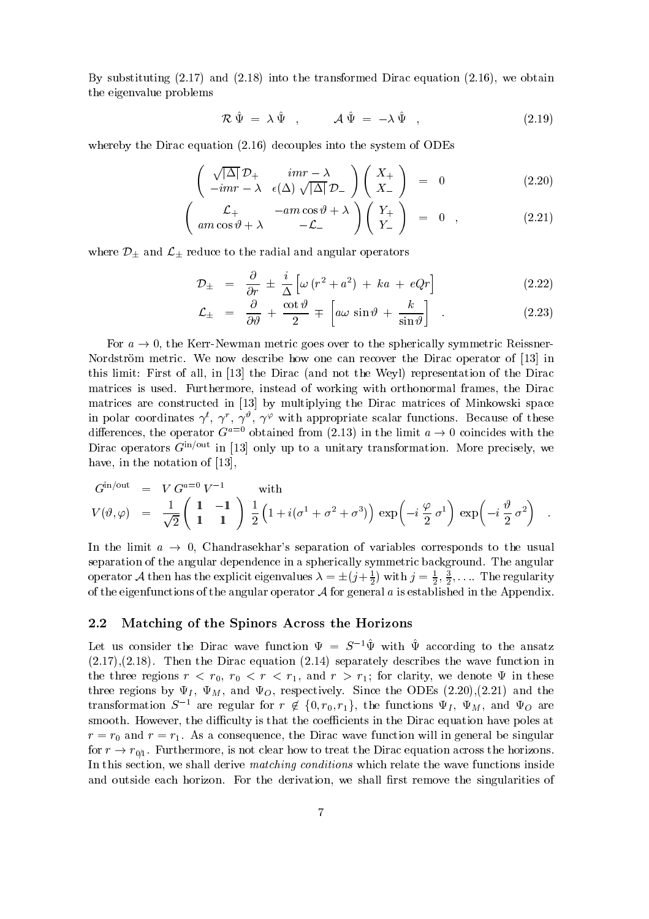By substituting (2.17) and (2.18) into the transformed Dirac equation (2.16), we obtain the eigenvalue problems

$$\mathcal{R}\,\hat{\Psi} \;=\; \lambda\,\hat{\Psi} \quad , \qquad \mathcal{A}\,\hat{\Psi} \;=\; -\lambda\,\hat{\Psi} \quad , \tag{2.19}$$

whereby the Dirac equation (2.16) decouples into the system of ODEs

$$\begin{pmatrix} \sqrt{|\Delta|}\,\mathcal{D}_+ & imr - \lambda \\ -imr - \lambda & \epsilon(\Delta)\,\sqrt{|\Delta|}\,\mathcal{D}_- \end{pmatrix} \begin{pmatrix} X_+ \\ X_- \end{pmatrix} \;=\; 0 \tag{2.20}$$

$$\begin{pmatrix} \mathcal{L}_+ & -am\cos\vartheta + \lambda \\ am\cos\vartheta + \lambda & -\mathcal{L}_- \end{pmatrix} \begin{pmatrix} Y_+ \\ Y_- \end{pmatrix} \;=\; 0 \quad , \tag{2.21}$$

where $\mathcal{D}_\pm$ and $\mathcal{L}_\pm$ reduce to the radial and angular operators

$$\mathcal{D}_\pm \;=\; \frac{\partial}{\partial r} \pm \frac{i}{\Delta}\Big[\omega\,(r^2+a^2) \;+\; ka \;+\; eQr\Big] \tag{2.22}$$

$$\mathcal{L}_\pm \;=\; \frac{\partial}{\partial \vartheta} + \frac{\cot\vartheta}{2} \mp \left[a\omega\,\sin\vartheta \;+\; \frac{k}{\sin\vartheta}\right] \quad . \tag{2.23}$$

For $a \to 0$, the Kerr-Newman metric goes over to the spherically symmetric Reissner-Nordström metric. We now describe how one can recover the Dirac operator of [13] in this limit: First of all, in [13] the Dirac (and not the Weyl) representation of the Dirac matrices is used. Furthermore, instead of working with orthonormal frames, the Dirac matrices are constructed in [13] by multiplying the Dirac matrices of Minkowski space in polar coordinates $\gamma^t$, $\gamma^r$, $\gamma^\vartheta$, $\gamma^\varphi$ with appropriate scalar functions. Because of these differences, the operator $G^{a=0}$ obtained from (2.13) in the limit $a \to 0$ coincides with the Dirac operators $G^{\text{in/out}}$ in [13] only up to a unitary transformation. More precisely, we have, in the notation of [13],

$$\begin{aligned} G^{\text{in/out}} &= V\,G^{a=0}\,V^{-1} \qquad \text{with} \\ V(\vartheta,\varphi) &= \frac{1}{\sqrt{2}}\begin{pmatrix} \mathbb{1} & -\mathbb{1} \\ \mathbb{1} & \mathbb{1} \end{pmatrix} \frac{1}{2}\Big(1 + i(\sigma^1+\sigma^2+\sigma^3)\Big)\,\exp\Big(-i\,\frac{\varphi}{2}\,\sigma^1\Big)\,\exp\Big(-i\,\frac{\vartheta}{2}\,\sigma^2\Big) \quad . \end{aligned}$$

In the limit $a \to 0$, Chandrasekhar's separation of variables corresponds to the usual separation of the angular dependence in a spherically symmetric background. The angular operator $\mathcal{A}$ then has the explicit eigenvalues $\lambda = \pm(j+\frac{1}{2})$ with $j = \frac{1}{2}, \frac{3}{2}, \ldots$. The regularity of the eigenfunctions of the angular operator $\mathcal{A}$ for general $a$ is established in the Appendix.

## 2.2 Matching of the Spinors Across the Horizons

Let us consider the Dirac wave function $\Psi = S^{-1}\hat{\Psi}$ with $\hat{\Psi}$ according to the ansatz (2.17),(2.18). Then the Dirac equation (2.14) separately describes the wave function in the three regions $r < r_0$, $r_0 < r < r_1$, and $r > r_1$; for clarity, we denote $\Psi$ in these three regions by $\Psi_I$, $\Psi_M$, and $\Psi_O$, respectively. Since the ODEs (2.20),(2.21) and the transformation $S^{-1}$ are regular for $r \not\in \{0, r_0, r_1\}$, the functions $\Psi_I$, $\Psi_M$, and $\Psi_O$ are smooth. However, the difficulty is that the coefficients in the Dirac equation have poles at $r = r_0$ and $r = r_1$. As a consequence, the Dirac wave function will in general be singular for $r \to r_{0/1}$. Furthermore, is not clear how to treat the Dirac equation across the horizons. In this section, we shall derive *matching conditions* which relate the wave functions inside and outside each horizon. For the derivation, we shall first remove the singularities of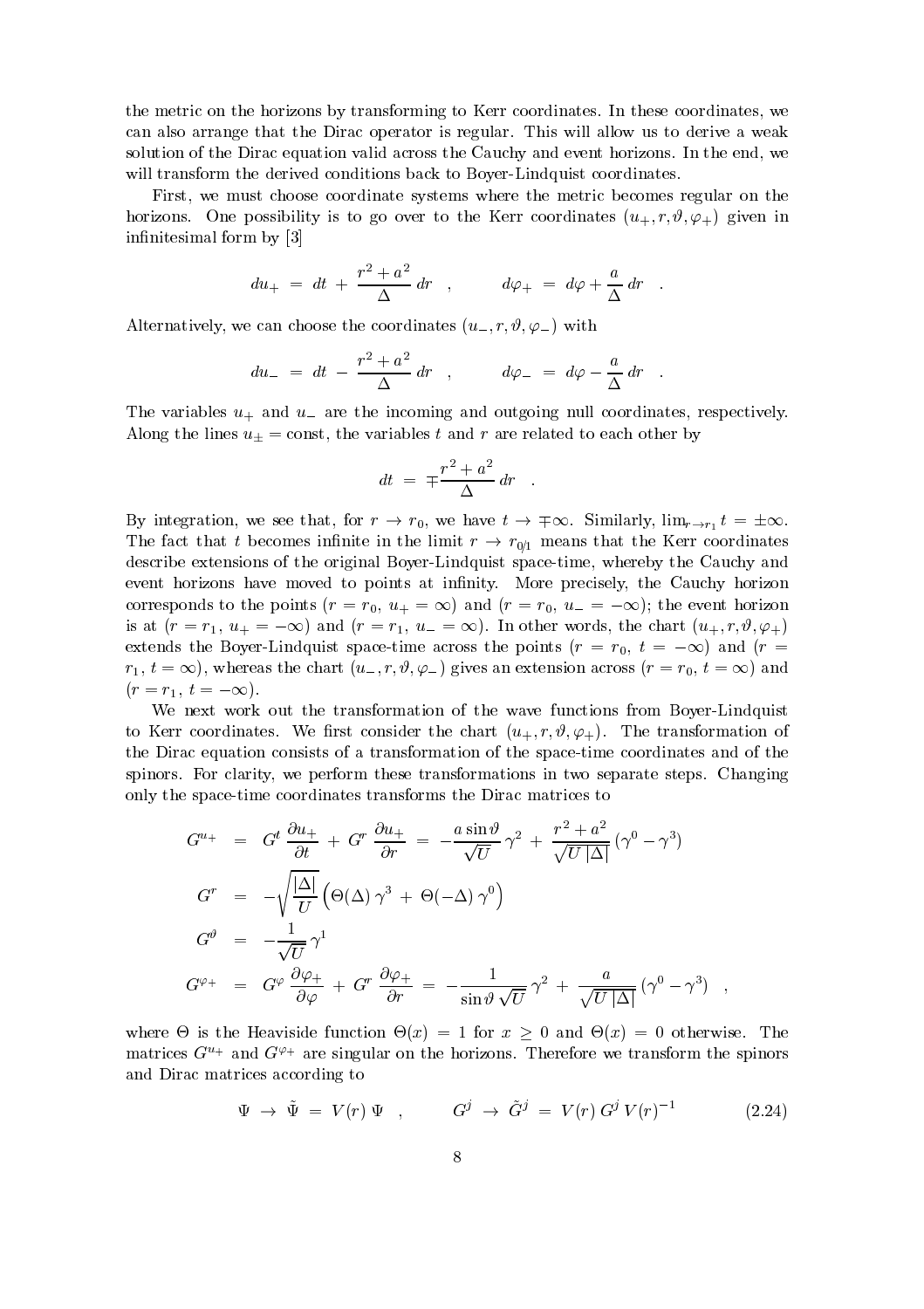the metric on the horizons by transforming to Kerr coordinates. In these coordinates, we can also arrange that the Dirac operator is regular. This will allow us to derive a weak solution of the Dirac equation valid across the Cauchy and event horizons. In the end, we will transform the derived conditions back to Boyer-Lindquist coordinates.

First, we must choose coordinate systems where the metric becomes regular on the horizons. One possibility is to go over to the Kerr coordinates $(u_+, r, \vartheta, \varphi_+)$ given in infinitesimal form by [3]

$$du_+ \;=\; dt \,+\, \frac{r^2+a^2}{\Delta}\, dr \quad , \qquad d\varphi_+ \;=\; d\varphi + \frac{a}{\Delta}\, dr \quad .$$

Alternatively, we can choose the coordinates $(u_-, r, \vartheta, \varphi_-)$ with

$$du_- \;=\; dt \,-\, \frac{r^2+a^2}{\Delta}\, dr \quad , \qquad d\varphi_- \;=\; d\varphi - \frac{a}{\Delta}\, dr \quad .$$

The variables $u_+$ and $u_-$ are the incoming and outgoing null coordinates, respectively. Along the lines $u_\pm = \text{const}$, the variables $t$ and $r$ are related to each other by

$$dt \;=\; \mp \frac{r^2+a^2}{\Delta}\, dr \quad .$$

By integration, we see that, for $r \to r_0$, we have $t \to \mp\infty$. Similarly, $\lim_{r\to r_1} t = \pm\infty$. The fact that $t$ becomes infinite in the limit $r \to r_{0/1}$ means that the Kerr coordinates describe extensions of the original Boyer-Lindquist space-time, whereby the Cauchy and event horizons have moved to points at infinity. More precisely, the Cauchy horizon corresponds to the points ($r = r_0$, $u_+ = \infty$) and ($r = r_0$, $u_- = -\infty$); the event horizon is at ($r = r_1$, $u_+ = -\infty$) and ($r = r_1$, $u_- = \infty$). In other words, the chart $(u_+, r, \vartheta, \varphi_+)$ extends the Boyer-Lindquist space-time across the points ($r = r_0$, $t = -\infty$) and ($r = r_1$, $t = \infty$), whereas the chart $(u_-, r, \vartheta, \varphi_-)$ gives an extension across ($r = r_0$, $t = \infty$) and ($r = r_1$, $t = -\infty$).

We next work out the transformation of the wave functions from Boyer-Lindquist to Kerr coordinates. We first consider the chart $(u_+, r, \vartheta, \varphi_+)$. The transformation of the Dirac equation consists of a transformation of the space-time coordinates and of the spinors. For clarity, we perform these transformations in two separate steps. Changing only the space-time coordinates transforms the Dirac matrices to

$$\begin{aligned}
G^{u_+} &= G^t\, \frac{\partial u_+}{\partial t} \,+\, G^r\, \frac{\partial u_+}{\partial r} \;=\; -\frac{a \sin\vartheta}{\sqrt{U}}\, \gamma^2 \,+\, \frac{r^2+a^2}{\sqrt{U\,|\Delta|}}\, (\gamma^0 - \gamma^3) \\
G^r &= -\sqrt{\frac{|\Delta|}{U}} \left( \Theta(\Delta)\, \gamma^3 \,+\, \Theta(-\Delta)\, \gamma^0 \right) \\
G^\vartheta &= -\frac{1}{\sqrt{U}}\, \gamma^1 \\
G^{\varphi_+} &= G^\varphi\, \frac{\partial \varphi_+}{\partial \varphi} \,+\, G^r\, \frac{\partial \varphi_+}{\partial r} \;=\; -\frac{1}{\sin\vartheta\, \sqrt{U}}\, \gamma^2 \,+\, \frac{a}{\sqrt{U\,|\Delta|}}\, (\gamma^0 - \gamma^3) \quad ,
\end{aligned}$$

where $\Theta$ is the Heaviside function $\Theta(x) = 1$ for $x \geq 0$ and $\Theta(x) = 0$ otherwise. The matrices $G^{u_+}$ and $G^{\varphi_+}$ are singular on the horizons. Therefore we transform the spinors and Dirac matrices according to

$$\Psi \;\to\; \tilde{\Psi} \;=\; V(r)\, \Psi \quad , \qquad G^j \;\to\; \tilde{G}^j \;=\; V(r)\, G^j\, V(r)^{-1} \tag{2.24}$$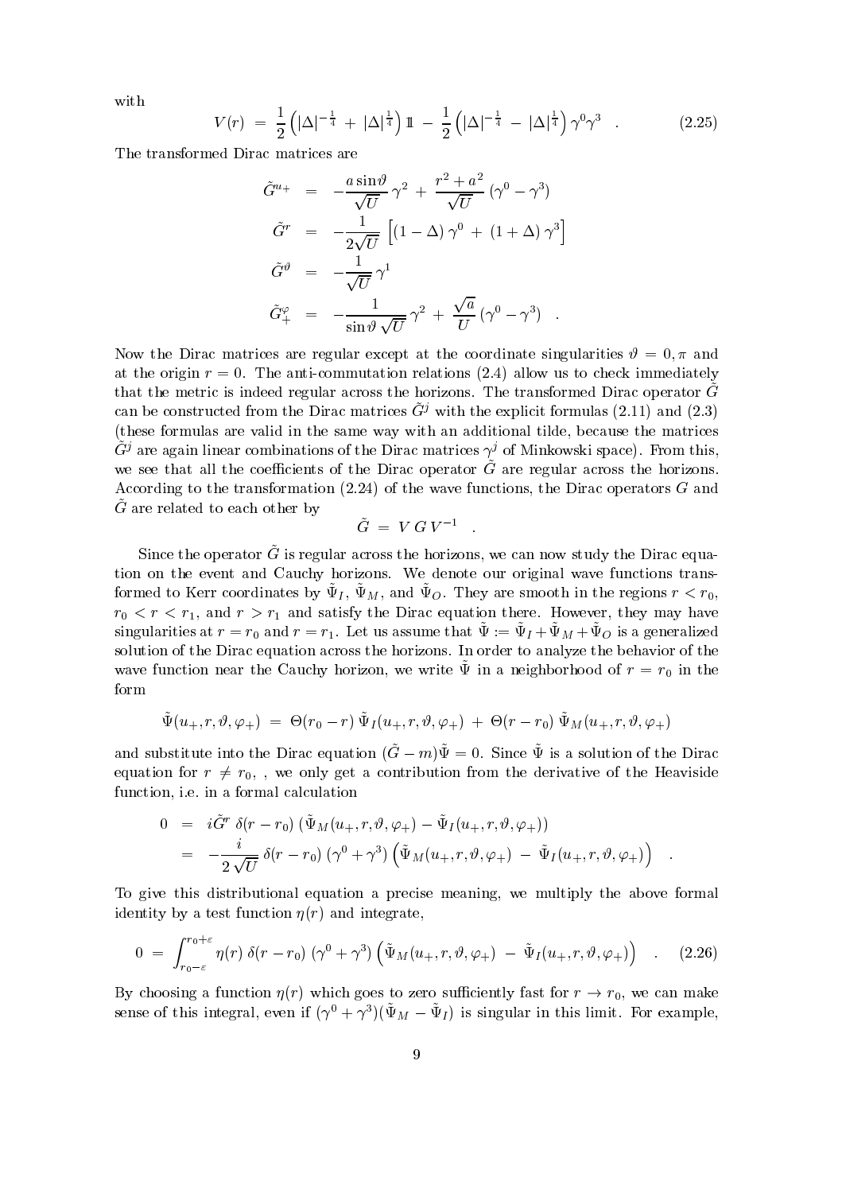with

$$V(r) \;=\; \frac{1}{2}\left(|\Delta|^{-\frac{1}{4}} \,+\, |\Delta|^{\frac{1}{4}}\right) \mathbb{1} \;-\; \frac{1}{2}\left(|\Delta|^{-\frac{1}{4}} \,-\, |\Delta|^{\frac{1}{4}}\right) \gamma^0 \gamma^3 \quad . \tag{2.25}$$

The transformed Dirac matrices are

$$\begin{aligned}
\tilde{G}^{u_+} &= -\frac{a \sin\vartheta}{\sqrt{U}}\, \gamma^2 \,+\, \frac{r^2 + a^2}{\sqrt{U}}\, (\gamma^0 - \gamma^3) \\
\tilde{G}^{r} &= -\frac{1}{2\sqrt{U}} \left[ (1 - \Delta)\, \gamma^0 \,+\, (1 + \Delta)\, \gamma^3 \right] \\
\tilde{G}^{\vartheta} &= -\frac{1}{\sqrt{U}}\, \gamma^1 \\
\tilde{G}^{\varphi}_{+} &= -\frac{1}{\sin\vartheta\, \sqrt{U}}\, \gamma^2 \,+\, \frac{\sqrt{a}}{U}\, (\gamma^0 - \gamma^3) \quad .
\end{aligned}$$

Now the Dirac matrices are regular except at the coordinate singularities $\vartheta = 0, \pi$ and at the origin $r = 0$. The anti-commutation relations (2.4) allow us to check immediately that the metric is indeed regular across the horizons. The transformed Dirac operator $\tilde{G}$ can be constructed from the Dirac matrices $\tilde{G}^j$ with the explicit formulas (2.11) and (2.3) (these formulas are valid in the same way with an additional tilde, because the matrices $\tilde{G}^j$ are again linear combinations of the Dirac matrices $\gamma^j$ of Minkowski space). From this, we see that all the coefficients of the Dirac operator $\tilde{G}$ are regular across the horizons. According to the transformation (2.24) of the wave functions, the Dirac operators $G$ and $\tilde{G}$ are related to each other by

$$\tilde{G} \;=\; V\, G\, V^{-1} \quad .$$

Since the operator $\tilde{G}$ is regular across the horizons, we can now study the Dirac equation on the event and Cauchy horizons. We denote our original wave functions transformed to Kerr coordinates by $\tilde{\Psi}_I$, $\tilde{\Psi}_M$, and $\tilde{\Psi}_O$. They are smooth in the regions $r < r_0$, $r_0 < r < r_1$, and $r > r_1$ and satisfy the Dirac equation there. However, they may have singularities at $r = r_0$ and $r = r_1$. Let us assume that $\tilde{\Psi} := \tilde{\Psi}_I + \tilde{\Psi}_M + \tilde{\Psi}_O$ is a generalized solution of the Dirac equation across the horizons. In order to analyze the behavior of the wave function near the Cauchy horizon, we write $\tilde{\Psi}$ in a neighborhood of $r = r_0$ in the form

$$\tilde{\Psi}(u_+, r, \vartheta, \varphi_+) \;=\; \Theta(r_0 - r)\; \tilde{\Psi}_I(u_+, r, \vartheta, \varphi_+) \;+\; \Theta(r - r_0)\; \tilde{\Psi}_M(u_+, r, \vartheta, \varphi_+)$$

and substitute into the Dirac equation $(\tilde{G} - m)\tilde{\Psi} = 0$. Since $\tilde{\Psi}$ is a solution of the Dirac equation for $r \neq r_0$, , we only get a contribution from the derivative of the Heaviside function, i.e. in a formal calculation

$$\begin{aligned}
0 &= i\tilde{G}^r\, \delta(r - r_0)\, (\tilde{\Psi}_M(u_+, r, \vartheta, \varphi_+) - \tilde{\Psi}_I(u_+, r, \vartheta, \varphi_+)) \\
&= -\frac{i}{2\sqrt{U}}\, \delta(r - r_0)\, (\gamma^0 + \gamma^3) \left( \tilde{\Psi}_M(u_+, r, \vartheta, \varphi_+) \,-\, \tilde{\Psi}_I(u_+, r, \vartheta, \varphi_+) \right) \quad .
\end{aligned}$$

To give this distributional equation a precise meaning, we multiply the above formal identity by a test function $\eta(r)$ and integrate,

$$0 \;=\; \int_{r_0 - \varepsilon}^{r_0 + \varepsilon} \eta(r)\; \delta(r - r_0)\; (\gamma^0 + \gamma^3) \left( \tilde{\Psi}_M(u_+, r, \vartheta, \varphi_+) \,-\, \tilde{\Psi}_I(u_+, r, \vartheta, \varphi_+) \right) \quad . \tag{2.26}$$

By choosing a function $\eta(r)$ which goes to zero sufficiently fast for $r \to r_0$, we can make sense of this integral, even if $(\gamma^0 + \gamma^3)(\tilde{\Psi}_M - \tilde{\Psi}_I)$ is singular in this limit. For example,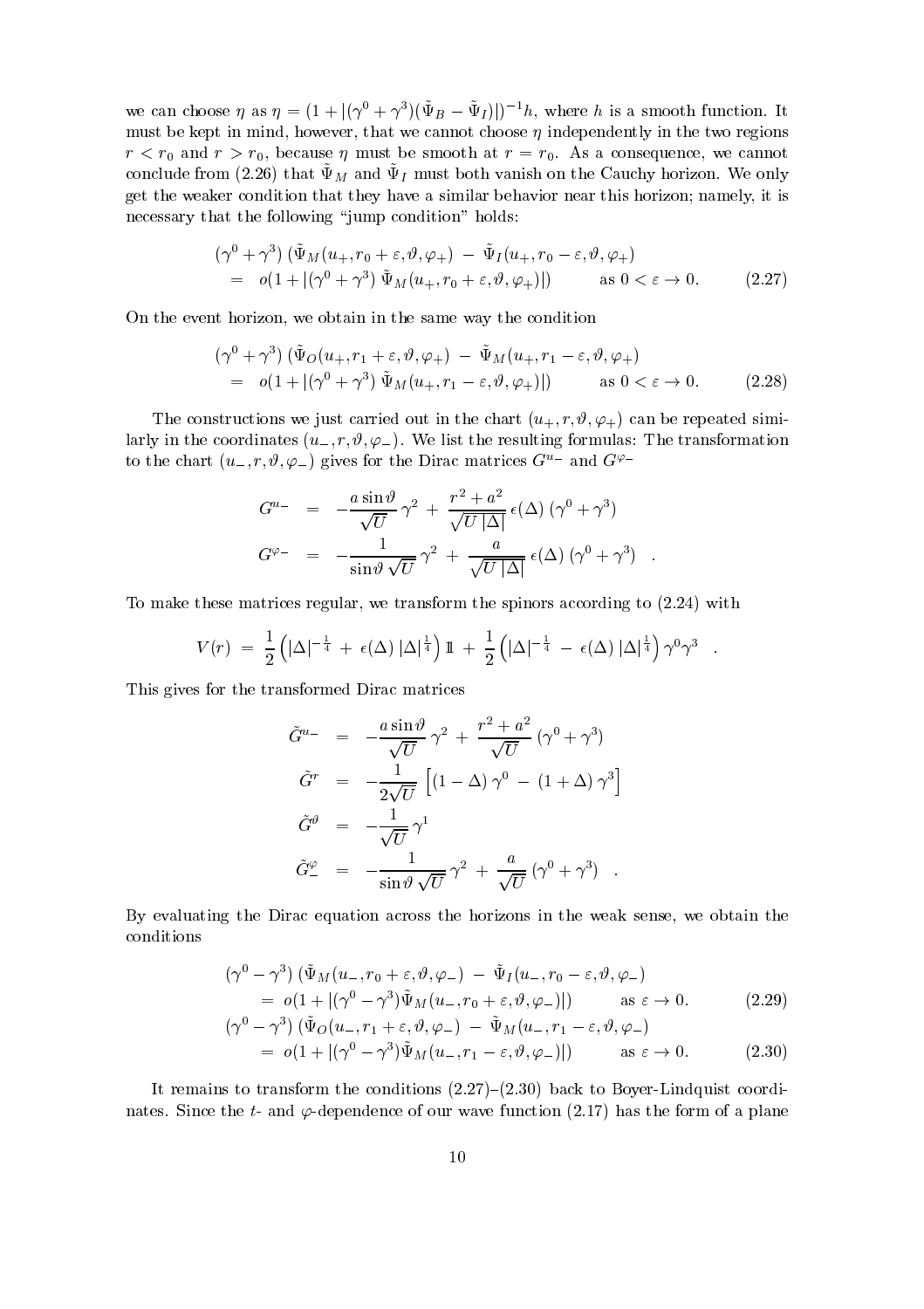we can choose $\eta$ as $\eta = (1 + |(\gamma^0 + \gamma^3)(\tilde{\Psi}_B - \tilde{\Psi}_I)|)^{-1} h$, where $h$ is a smooth function. It must be kept in mind, however, that we cannot choose $\eta$ independently in the two regions $r < r_0$ and $r > r_0$, because $\eta$ must be smooth at $r = r_0$. As a consequence, we cannot conclude from (2.26) that $\tilde{\Psi}_M$ and $\tilde{\Psi}_I$ must both vanish on the Cauchy horizon. We only get the weaker condition that they have a similar behavior near this horizon; namely, it is necessary that the following "jump condition" holds:

$$
\begin{aligned}
&(\gamma^0 + \gamma^3)\,(\tilde{\Psi}_M(u_+, r_0 + \varepsilon, \vartheta, \varphi_+) \;-\; \tilde{\Psi}_I(u_+, r_0 - \varepsilon, \vartheta, \varphi_+) \\
&\quad = \; o(1 + |(\gamma^0 + \gamma^3)\,\tilde{\Psi}_M(u_+, r_0 + \varepsilon, \vartheta, \varphi_+)|) \qquad \text{as } 0 < \varepsilon \to 0. \qquad (2.27)
\end{aligned}
$$

On the event horizon, we obtain in the same way the condition

$$
\begin{aligned}
&(\gamma^0 + \gamma^3)\,(\tilde{\Psi}_O(u_+, r_1 + \varepsilon, \vartheta, \varphi_+) \;-\; \tilde{\Psi}_M(u_+, r_1 - \varepsilon, \vartheta, \varphi_+) \\
&\quad = \; o(1 + |(\gamma^0 + \gamma^3)\,\tilde{\Psi}_M(u_+, r_1 - \varepsilon, \vartheta, \varphi_+)|) \qquad \text{as } 0 < \varepsilon \to 0. \qquad (2.28)
\end{aligned}
$$

The constructions we just carried out in the chart $(u_+, r, \vartheta, \varphi_+)$ can be repeated similarly in the coordinates $(u_-, r, \vartheta, \varphi_-)$. We list the resulting formulas: The transformation to the chart $(u_-, r, \vartheta, \varphi_-)$ gives for the Dirac matrices $G^{u_-}$ and $G^{\varphi_-}$

$$
\begin{aligned}
G^{u_-} &= -\frac{a \sin\vartheta}{\sqrt{U}}\,\gamma^2 \;+\; \frac{r^2 + a^2}{\sqrt{U\,|\Delta|}}\,\epsilon(\Delta)\,(\gamma^0 + \gamma^3) \\
G^{\varphi_-} &= -\frac{1}{\sin\vartheta\,\sqrt{U}}\,\gamma^2 \;+\; \frac{a}{\sqrt{U\,|\Delta|}}\,\epsilon(\Delta)\,(\gamma^0 + \gamma^3) \quad .
\end{aligned}
$$

To make these matrices regular, we transform the spinors according to (2.24) with

$$
V(r) \;=\; \frac{1}{2}\left(|\Delta|^{-\frac{1}{4}} \;+\; \epsilon(\Delta)\,|\Delta|^{\frac{1}{4}}\right) \mathbb{1} \;+\; \frac{1}{2}\left(|\Delta|^{-\frac{1}{4}} \;-\; \epsilon(\Delta)\,|\Delta|^{\frac{1}{4}}\right) \gamma^0\gamma^3 \quad .
$$

This gives for the transformed Dirac matrices

$$
\begin{aligned}
\tilde{G}^{u_-} &= -\frac{a \sin\vartheta}{\sqrt{U}}\,\gamma^2 \;+\; \frac{r^2 + a^2}{\sqrt{U}}\,(\gamma^0 + \gamma^3) \\
\tilde{G}^{r} &= -\frac{1}{2\sqrt{U}}\,\left[(1 - \Delta)\,\gamma^0 \;-\; (1 + \Delta)\,\gamma^3\right] \\
\tilde{G}^{\vartheta} &= -\frac{1}{\sqrt{U}}\,\gamma^1 \\
\tilde{G}^{\varphi}_- &= -\frac{1}{\sin\vartheta\,\sqrt{U}}\,\gamma^2 \;+\; \frac{a}{\sqrt{U}}\,(\gamma^0 + \gamma^3) \quad .
\end{aligned}
$$

By evaluating the Dirac equation across the horizons in the weak sense, we obtain the conditions

$$
\begin{aligned}
&(\gamma^0 - \gamma^3)\,(\tilde{\Psi}_M(u_-, r_0 + \varepsilon, \vartheta, \varphi_-) \;-\; \tilde{\Psi}_I(u_-, r_0 - \varepsilon, \vartheta, \varphi_-) \\
&\quad = o(1 + |(\gamma^0 - \gamma^3)\tilde{\Psi}_M(u_-, r_0 + \varepsilon, \vartheta, \varphi_-)|) \qquad \text{as } \varepsilon \to 0. \qquad (2.29) \\
&(\gamma^0 - \gamma^3)\,(\tilde{\Psi}_O(u_-, r_1 + \varepsilon, \vartheta, \varphi_-) \;-\; \tilde{\Psi}_M(u_-, r_1 - \varepsilon, \vartheta, \varphi_-) \\
&\quad = o(1 + |(\gamma^0 - \gamma^3)\tilde{\Psi}_M(u_-, r_1 - \varepsilon, \vartheta, \varphi_-)|) \qquad \text{as } \varepsilon \to 0. \qquad (2.30)
\end{aligned}
$$

It remains to transform the conditions (2.27)–(2.30) back to Boyer-Lindquist coordinates. Since the $t$- and $\varphi$-dependence of our wave function (2.17) has the form of a plane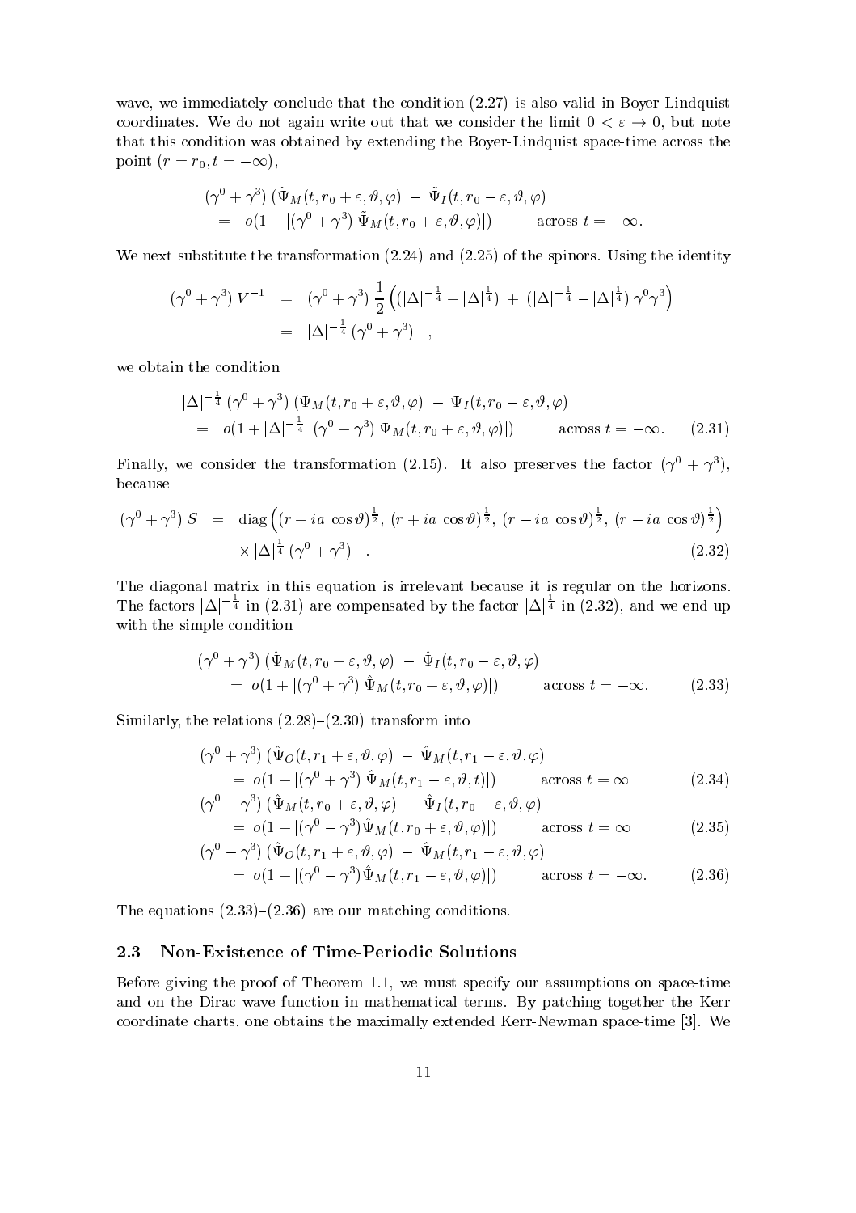wave, we immediately conclude that the condition (2.27) is also valid in Boyer-Lindquist coordinates. We do not again write out that we consider the limit $0 < \varepsilon \to 0$, but note that this condition was obtained by extending the Boyer-Lindquist space-time across the point $(r = r_0, t = -\infty)$,

$$
\begin{aligned}
&(\gamma^0 + \gamma^3)\,(\tilde{\Psi}_M(t, r_0 + \varepsilon, \vartheta, \varphi) \;-\; \tilde{\Psi}_I(t, r_0 - \varepsilon, \vartheta, \varphi) \\
&\quad = \;\; o(1 + |(\gamma^0 + \gamma^3)\,\tilde{\Psi}_M(t, r_0 + \varepsilon, \vartheta, \varphi)|) \qquad \text{across } t = -\infty .
\end{aligned}
$$

We next substitute the transformation (2.24) and (2.25) of the spinors. Using the identity

$$
\begin{aligned}
(\gamma^0 + \gamma^3)\, V^{-1} \;\; &= \;\; (\gamma^0 + \gamma^3)\, \frac{1}{2} \left( (|\Delta|^{-\frac{1}{4}} + |\Delta|^{\frac{1}{4}}) \;+\; (|\Delta|^{-\frac{1}{4}} - |\Delta|^{\frac{1}{4}})\, \gamma^0 \gamma^3 \right) \\
&= \;\; |\Delta|^{-\frac{1}{4}}\, (\gamma^0 + \gamma^3) \quad ,
\end{aligned}
$$

we obtain the condition

$$
\begin{aligned}
&|\Delta|^{-\frac{1}{4}}\, (\gamma^0 + \gamma^3)\, (\Psi_M(t, r_0 + \varepsilon, \vartheta, \varphi) \;-\; \Psi_I(t, r_0 - \varepsilon, \vartheta, \varphi) \\
&\quad = \;\; o(1 + |\Delta|^{-\frac{1}{4}}\, |(\gamma^0 + \gamma^3)\, \Psi_M(t, r_0 + \varepsilon, \vartheta, \varphi)|) \qquad \text{across } t = -\infty . \qquad (2.31)
\end{aligned}
$$

Finally, we consider the transformation (2.15). It also preserves the factor $(\gamma^0 + \gamma^3)$, because

$$
\begin{aligned}
(\gamma^0 + \gamma^3)\, S \;\; &= \;\; \text{diag}\left( (r + ia\, \cos\vartheta)^{\frac{1}{2}},\; (r + ia\, \cos\vartheta)^{\frac{1}{2}},\; (r - ia\, \cos\vartheta)^{\frac{1}{2}},\; (r - ia\, \cos\vartheta)^{\frac{1}{2}} \right) \\
&\qquad \times |\Delta|^{\frac{1}{4}}\, (\gamma^0 + \gamma^3) \quad . \qquad (2.32)
\end{aligned}
$$

The diagonal matrix in this equation is irrelevant because it is regular on the horizons. The factors $|\Delta|^{-\frac{1}{4}}$ in (2.31) are compensated by the factor $|\Delta|^{\frac{1}{4}}$ in (2.32), and we end up with the simple condition

$$
\begin{aligned}
&(\gamma^0 + \gamma^3)\, (\hat{\Psi}_M(t, r_0 + \varepsilon, \vartheta, \varphi) \;-\; \hat{\Psi}_I(t, r_0 - \varepsilon, \vartheta, \varphi) \\
&\quad = \; o(1 + |(\gamma^0 + \gamma^3)\, \hat{\Psi}_M(t, r_0 + \varepsilon, \vartheta, \varphi)|) \qquad \text{across } t = -\infty . \qquad (2.33)
\end{aligned}
$$

Similarly, the relations (2.28)–(2.30) transform into

$$
\begin{aligned}
&(\gamma^0 + \gamma^3)\, (\hat{\Psi}_O(t, r_1 + \varepsilon, \vartheta, \varphi) \;-\; \hat{\Psi}_M(t, r_1 - \varepsilon, \vartheta, \varphi) \\
&\quad = \; o(1 + |(\gamma^0 + \gamma^3)\, \hat{\Psi}_M(t, r_1 - \varepsilon, \vartheta, t)|) \qquad \text{across } t = \infty \qquad (2.34) \\
&(\gamma^0 - \gamma^3)\, (\hat{\Psi}_M(t, r_0 + \varepsilon, \vartheta, \varphi) \;-\; \hat{\Psi}_I(t, r_0 - \varepsilon, \vartheta, \varphi) \\
&\quad = \; o(1 + |(\gamma^0 - \gamma^3) \hat{\Psi}_M(t, r_0 + \varepsilon, \vartheta, \varphi)|) \qquad \text{across } t = \infty \qquad (2.35) \\
&(\gamma^0 - \gamma^3)\, (\hat{\Psi}_O(t, r_1 + \varepsilon, \vartheta, \varphi) \;-\; \hat{\Psi}_M(t, r_1 - \varepsilon, \vartheta, \varphi) \\
&\quad = \; o(1 + |(\gamma^0 - \gamma^3) \hat{\Psi}_M(t, r_1 - \varepsilon, \vartheta, \varphi)|) \qquad \text{across } t = -\infty . \qquad (2.36)
\end{aligned}
$$

The equations (2.33)–(2.36) are our matching conditions.

### 2.3 Non-Existence of Time-Periodic Solutions

Before giving the proof of Theorem 1.1, we must specify our assumptions on space-time and on the Dirac wave function in mathematical terms. By patching together the Kerr coordinate charts, one obtains the maximally extended Kerr-Newman space-time [3]. We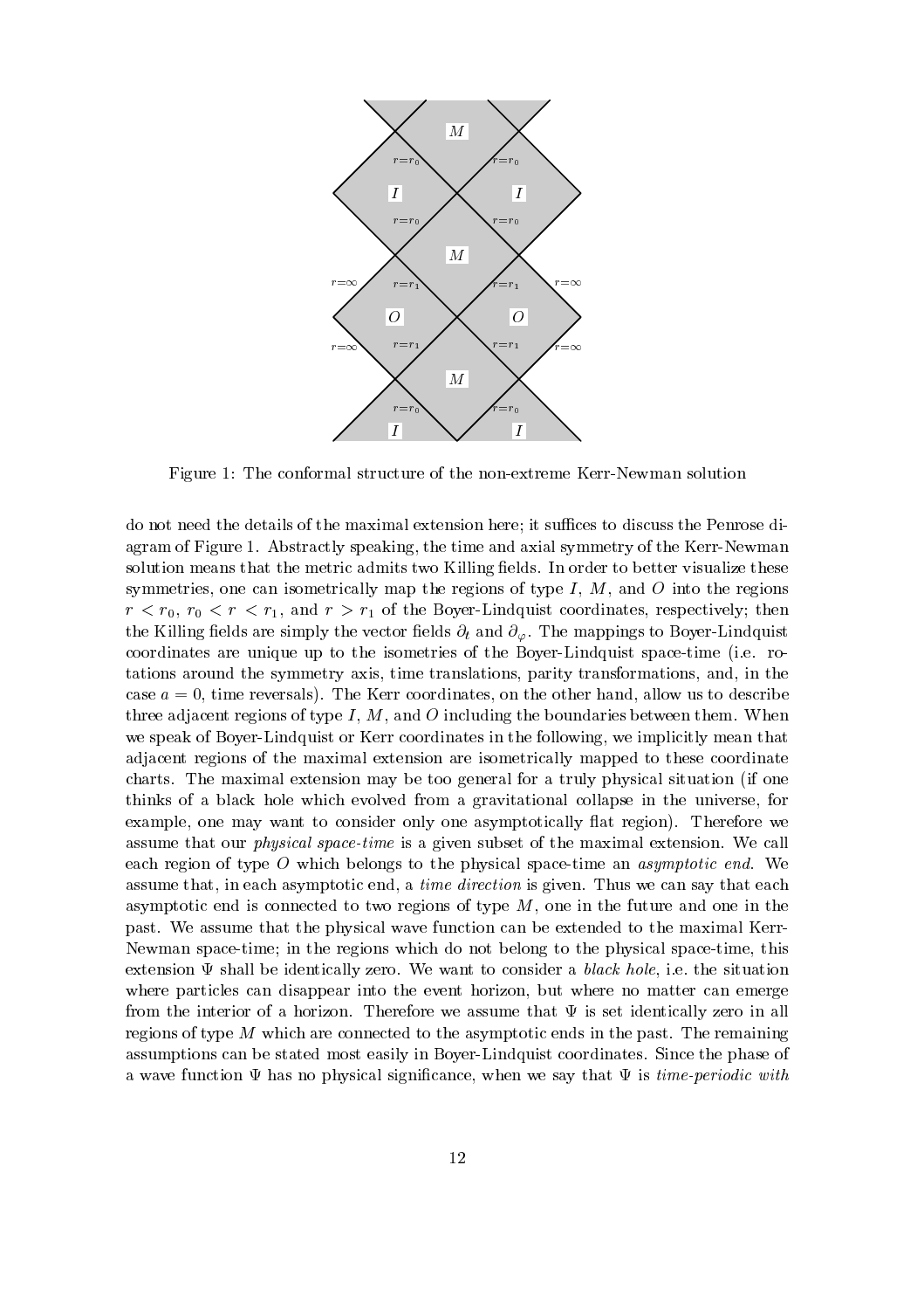Figure 1: The conformal structure of the non-extreme Kerr-Newman solution

do not need the details of the maximal extension here; it suffices to discuss the Penrose diagram of Figure 1. Abstractly speaking, the time and axial symmetry of the Kerr-Newman solution means that the metric admits two Killing fields. In order to better visualize these symmetries, one can isometrically map the regions of type $I$, $M$, and $O$ into the regions $r < r_0$, $r_0 < r < r_1$, and $r > r_1$ of the Boyer-Lindquist coordinates, respectively; then the Killing fields are simply the vector fields $\partial_t$ and $\partial_\varphi$. The mappings to Boyer-Lindquist coordinates are unique up to the isometries of the Boyer-Lindquist space-time (i.e. rotations around the symmetry axis, time translations, parity transformations, and, in the case $a = 0$, time reversals). The Kerr coordinates, on the other hand, allow us to describe three adjacent regions of type $I$, $M$, and $O$ including the boundaries between them. When we speak of Boyer-Lindquist or Kerr coordinates in the following, we implicitly mean that adjacent regions of the maximal extension are isometrically mapped to these coordinate charts. The maximal extension may be too general for a truly physical situation (if one thinks of a black hole which evolved from a gravitational collapse in the universe, for example, one may want to consider only one asymptotically flat region). Therefore we assume that our *physical space-time* is a given subset of the maximal extension. We call each region of type $O$ which belongs to the physical space-time an *asymptotic end*. We assume that, in each asymptotic end, a *time direction* is given. Thus we can say that each asymptotic end is connected to two regions of type $M$, one in the future and one in the past. We assume that the physical wave function can be extended to the maximal Kerr-Newman space-time; in the regions which do not belong to the physical space-time, this extension $\Psi$ shall be identically zero. We want to consider a *black hole*, i.e. the situation where particles can disappear into the event horizon, but where no matter can emerge from the interior of a horizon. Therefore we assume that $\Psi$ is set identically zero in all regions of type $M$ which are connected to the asymptotic ends in the past. The remaining assumptions can be stated most easily in Boyer-Lindquist coordinates. Since the phase of a wave function $\Psi$ has no physical significance, when we say that $\Psi$ is *time-periodic with*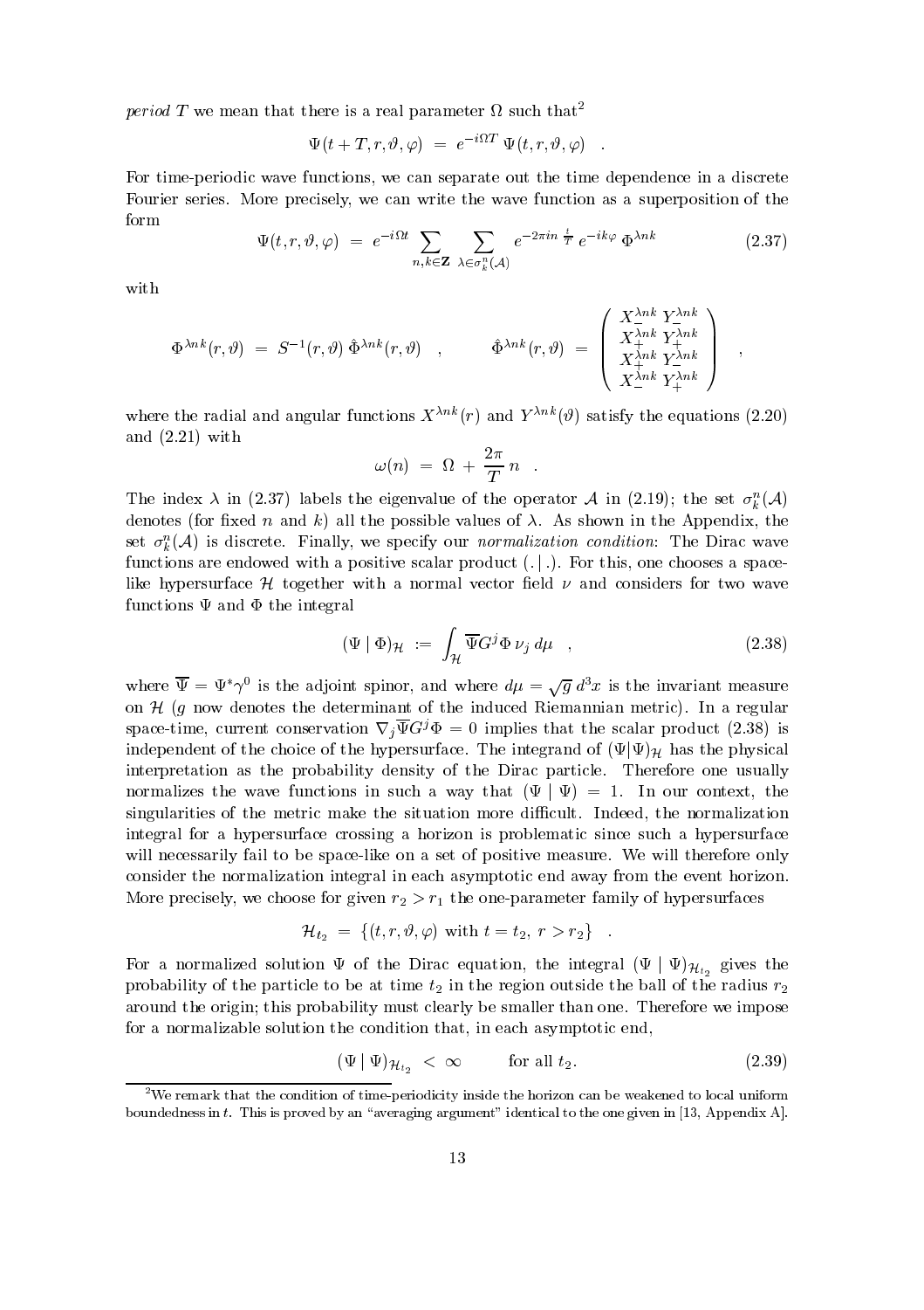*period* $T$ we mean that there is a real parameter $\Omega$ such that[2]

$$\Psi(t+T, r, \vartheta, \varphi) \;=\; e^{-i\Omega T}\, \Psi(t, r, \vartheta, \varphi) \quad .$$

For time-periodic wave functions, we can separate out the time dependence in a discrete Fourier series. More precisely, we can write the wave function as a superposition of the form

$$\Psi(t, r, \vartheta, \varphi) \;=\; e^{-i\Omega t} \sum_{n,k \in \mathbf{Z}} \; \sum_{\lambda \in \sigma^n_k(\mathcal{A})} e^{-2\pi i n \frac{t}{T}}\, e^{-ik\varphi}\, \Phi^{\lambda n k} \tag{2.37}$$

with

$$\Phi^{\lambda n k}(r, \vartheta) \;=\; S^{-1}(r, \vartheta)\, \hat{\Phi}^{\lambda n k}(r, \vartheta) \quad , \qquad \hat{\Phi}^{\lambda n k}(r, \vartheta) \;=\; \begin{pmatrix} X^{\lambda n k}_- \; Y^{\lambda n k}_- \\ X^{\lambda n k}_+ \; Y^{\lambda n k}_+ \\ X^{\lambda n k}_+ \; Y^{\lambda n k}_- \\ X^{\lambda n k}_- \; Y^{\lambda n k}_+ \end{pmatrix} \quad ,$$

where the radial and angular functions $X^{\lambda n k}(r)$ and $Y^{\lambda n k}(\vartheta)$ satisfy the equations (2.20) and (2.21) with

$$\omega(n) \;=\; \Omega + \frac{2\pi}{T}\, n \quad .$$

The index $\lambda$ in (2.37) labels the eigenvalue of the operator $\mathcal{A}$ in (2.19); the set $\sigma^n_k(\mathcal{A})$ denotes (for fixed $n$ and $k$) all the possible values of $\lambda$. As shown in the Appendix, the set $\sigma^n_k(\mathcal{A})$ is discrete. Finally, we specify our *normalization condition*: The Dirac wave functions are endowed with a positive scalar product $(.|.)$. For this, one chooses a space-like hypersurface $\mathcal{H}$ together with a normal vector field $\nu$ and considers for two wave functions $\Psi$ and $\Phi$ the integral

$$(\Psi \mid \Phi)_{\mathcal{H}} \;:=\; \int_{\mathcal{H}} \overline{\Psi} G^j \Phi\, \nu_j \, d\mu \quad , \tag{2.38}$$

where $\overline{\Psi} = \Psi^* \gamma^0$ is the adjoint spinor, and where $d\mu = \sqrt{g}\, d^3x$ is the invariant measure on $\mathcal{H}$ ($g$ now denotes the determinant of the induced Riemannian metric). In a regular space-time, current conservation $\nabla_j \overline{\Psi} G^j \Phi = 0$ implies that the scalar product (2.38) is independent of the choice of the hypersurface. The integrand of $(\Psi|\Psi)_{\mathcal{H}}$ has the physical interpretation as the probability density of the Dirac particle. Therefore one usually normalizes the wave functions in such a way that $(\Psi \mid \Psi) = 1$. In our context, the singularities of the metric make the situation more difficult. Indeed, the normalization integral for a hypersurface crossing a horizon is problematic since such a hypersurface will necessarily fail to be space-like on a set of positive measure. We will therefore only consider the normalization integral in each asymptotic end away from the event horizon. More precisely, we choose for given $r_2 > r_1$ the one-parameter family of hypersurfaces

$$\mathcal{H}_{t_2} \;=\; \{(t, r, \vartheta, \varphi) \text{ with } t = t_2,\; r > r_2\} \quad .$$

For a normalized solution $\Psi$ of the Dirac equation, the integral $(\Psi \mid \Psi)_{\mathcal{H}_{t_2}}$ gives the probability of the particle to be at time $t_2$ in the region outside the ball of the radius $r_2$ around the origin; this probability must clearly be smaller than one. Therefore we impose for a normalizable solution the condition that, in each asymptotic end,

$$(\Psi \mid \Psi)_{\mathcal{H}_{t_2}} \;<\; \infty \qquad \text{for all } t_2. \tag{2.39}$$

---

[2] We remark that the condition of time-periodicity inside the horizon can be weakened to local uniform boundedness in $t$. This is proved by an "averaging argument" identical to the one given in [13, Appendix A].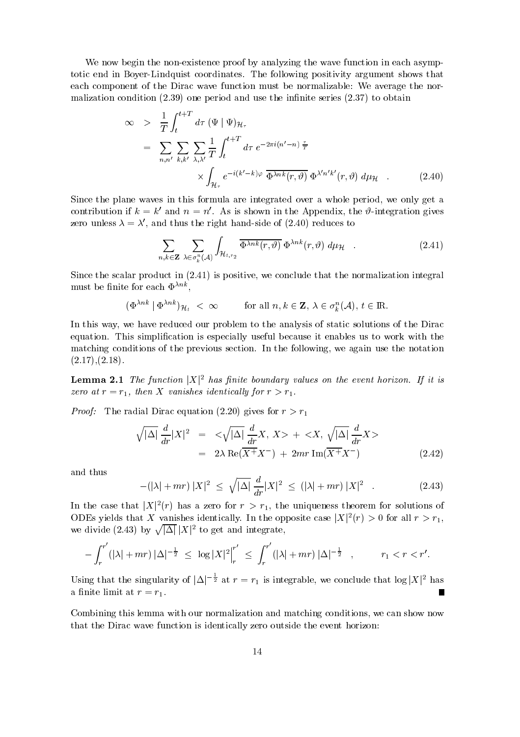We now begin the non-existence proof by analyzing the wave function in each asymptotic end in Boyer-Lindquist coordinates. The following positivity argument shows that each component of the Dirac wave function must be normalizable: We average the normalization condition (2.39) one period and use the infinite series (2.37) to obtain

$$
\begin{aligned}
\infty \;\; &> \;\; \frac{1}{T} \int_t^{t+T} d\tau \; (\Psi \mid \Psi)_{\mathcal{H}_\tau} \\
&= \;\; \sum_{n,n'} \sum_{k,k'} \sum_{\lambda,\lambda'} \frac{1}{T} \int_t^{t+T} d\tau \; e^{-2\pi i (n'-n) \frac{\tau}{T}} \\
&\qquad\qquad \times \int_{\mathcal{H}_\tau} e^{-i(k'-k)\varphi} \; \overline{\Phi^{\lambda n k}(r,\vartheta)} \; \Phi^{\lambda' n' k'}(r,\vartheta) \; d\mu_{\mathcal{H}} \quad . \qquad (2.40)
\end{aligned}
$$

Since the plane waves in this formula are integrated over a whole period, we only get a contribution if $k=k'$ and $n=n'$. As is shown in the Appendix, the $\vartheta$-integration gives zero unless $\lambda = \lambda'$, and thus the right hand-side of (2.40) reduces to

$$
\sum_{n,k \in \mathbf{Z}} \; \sum_{\lambda \in \sigma_k^n(\mathcal{A})} \int_{\mathcal{H}_{t,r_2}} \overline{\Phi^{\lambda n k}(r,\vartheta)} \; \Phi^{\lambda n k}(r,\vartheta) \; d\mu_{\mathcal{H}} \quad . \qquad (2.41)
$$

Since the scalar product in (2.41) is positive, we conclude that the normalization integral must be finite for each $\Phi^{\lambda n k}$,

$$
(\Phi^{\lambda n k} \mid \Phi^{\lambda n k})_{\mathcal{H}_t} \; < \; \infty \qquad \text{for all } n,k \in \mathbf{Z},\; \lambda \in \sigma_k^n(\mathcal{A}),\; t \in \mathbb{R}.
$$

In this way, we have reduced our problem to the analysis of static solutions of the Dirac equation. This simplification is especially useful because it enables us to work with the matching conditions of the previous section. In the following, we again use the notation (2.17),(2.18).

**Lemma 2.1** *The function $|X|^2$ has finite boundary values on the event horizon. If it is zero at $r=r_1$, then $X$ vanishes identically for $r > r_1$.*

*Proof:* The radial Dirac equation (2.20) gives for $r > r_1$

$$
\begin{aligned}
\sqrt{|\Delta|} \; \frac{d}{dr} |X|^2 \;\; &= \;\; <\sqrt{|\Delta|} \; \frac{d}{dr} X, \; X> \; + \; <X, \; \sqrt{|\Delta|} \; \frac{d}{dr} X> \\
&= \;\; 2\lambda \, \mathrm{Re}(\overline{X^+} X^-) \; + \; 2mr \, \mathrm{Im}(\overline{X^+} X^-) \qquad (2.42)
\end{aligned}
$$

and thus

$$
-(|\lambda| + mr) \, |X|^2 \; \leq \; \sqrt{|\Delta|} \; \frac{d}{dr} |X|^2 \; \leq \; (|\lambda| + mr) \, |X|^2 \quad . \qquad (2.43)
$$

In the case that $|X|^2(r)$ has a zero for $r > r_1$, the uniqueness theorem for solutions of ODEs yields that $X$ vanishes identically. In the opposite case $|X|^2(r) > 0$ for all $r > r_1$, we divide (2.43) by $\sqrt{|\Delta|} \, |X|^2$ to get and integrate,

$$
-\int_r^{r'} (|\lambda| + mr) \, |\Delta|^{-\frac{1}{2}} \; \leq \; \log |X|^2 \Big|_r^{r'} \; \leq \; \int_r^{r'} (|\lambda| + mr) \, |\Delta|^{-\frac{1}{2}} \quad , \qquad r_1 < r < r'.
$$

Using that the singularity of $|\Delta|^{-\frac{1}{2}}$ at $r = r_1$ is integrable, we conclude that $\log |X|^2$ has a finite limit at $r = r_1$. ∎

Combining this lemma with our normalization and matching conditions, we can show now that the Dirac wave function is identically zero outside the event horizon: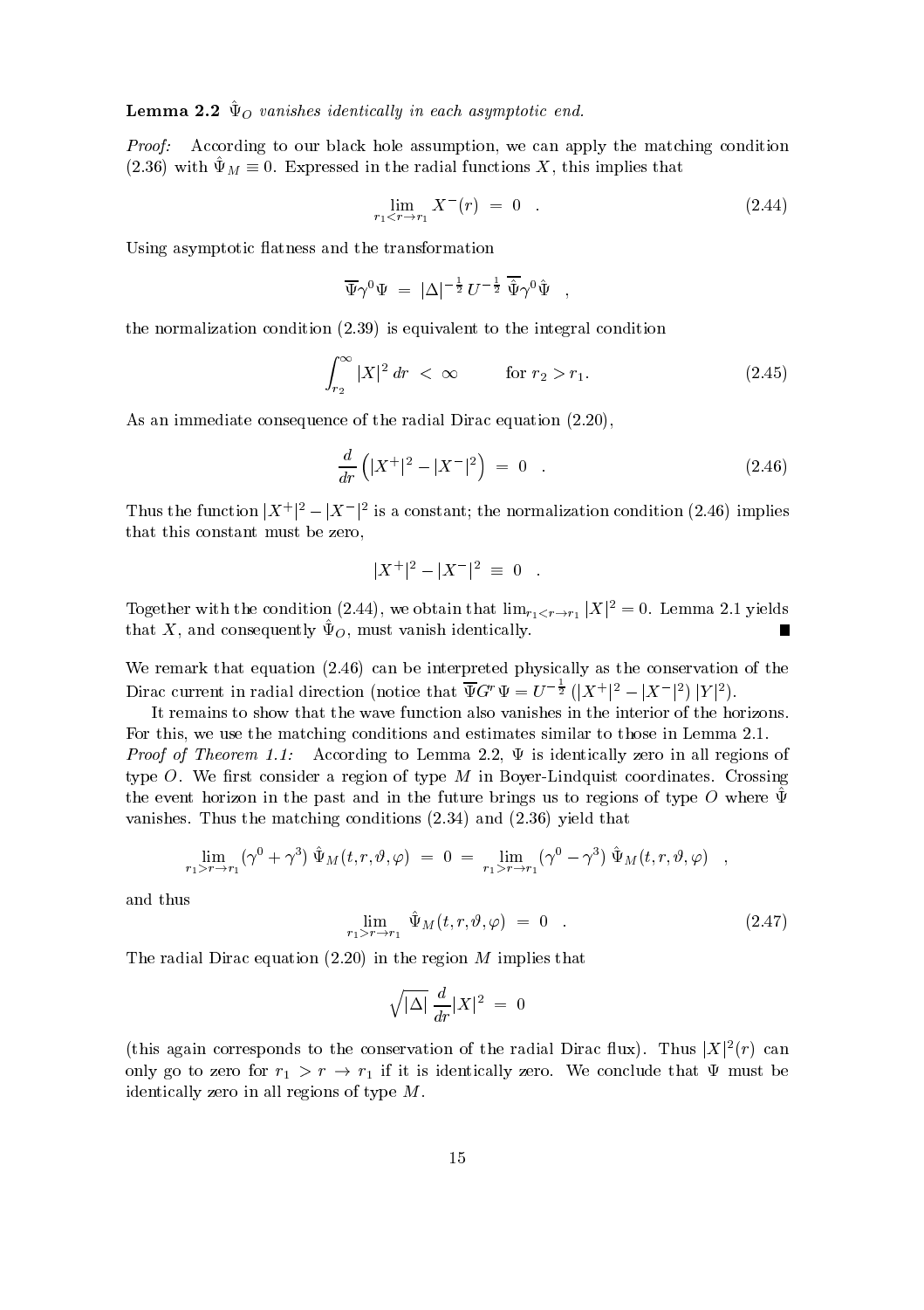**Lemma 2.2** *$\hat{\Psi}_O$ vanishes identically in each asymptotic end.*

*Proof:* According to our black hole assumption, we can apply the matching condition (2.36) with $\hat{\Psi}_M \equiv 0$. Expressed in the radial functions $X$, this implies that

$$\lim_{r_1 < r \to r_1} X^-(r) \;=\; 0 \quad . \tag{2.44}$$

Using asymptotic flatness and the transformation

$$\overline{\Psi} \gamma^0 \Psi \;=\; |\Delta|^{-\frac{1}{2}} \, U^{-\frac{1}{2}} \; \overline{\hat{\Psi}} \gamma^0 \hat{\Psi} \quad ,$$

the normalization condition (2.39) is equivalent to the integral condition

$$\int_{r_2}^{\infty} |X|^2 \, dr \;<\; \infty \qquad \text{for } r_2 > r_1. \tag{2.45}$$

As an immediate consequence of the radial Dirac equation (2.20),

$$\frac{d}{dr} \left( |X^+|^2 - |X^-|^2 \right) \;=\; 0 \quad . \tag{2.46}$$

Thus the function $|X^+|^2 - |X^-|^2$ is a constant; the normalization condition (2.46) implies that this constant must be zero,

$$|X^+|^2 - |X^-|^2 \;\equiv\; 0 \quad .$$

Together with the condition (2.44), we obtain that $\lim_{r_1 < r \to r_1} |X|^2 = 0$. Lemma 2.1 yields that $X$, and consequently $\hat{\Psi}_O$, must vanish identically. ∎

We remark that equation (2.46) can be interpreted physically as the conservation of the Dirac current in radial direction (notice that $\overline{\Psi} G^r \Psi = U^{-\frac{1}{2}} \left( |X^+|^2 - |X^-|^2 \right) |Y|^2$).

It remains to show that the wave function also vanishes in the interior of the horizons. For this, we use the matching conditions and estimates similar to those in Lemma 2.1.

*Proof of Theorem 1.1:* According to Lemma 2.2, $\Psi$ is identically zero in all regions of type $O$. We first consider a region of type $M$ in Boyer-Lindquist coordinates. Crossing the event horizon in the past and in the future brings us to regions of type $O$ where $\hat{\Psi}$ vanishes. Thus the matching conditions (2.34) and (2.36) yield that

$$\lim_{r_1 > r \to r_1} (\gamma^0 + \gamma^3) \, \hat{\Psi}_M(t, r, \vartheta, \varphi) \;=\; 0 \;=\; \lim_{r_1 > r \to r_1} (\gamma^0 - \gamma^3) \, \hat{\Psi}_M(t, r, \vartheta, \varphi) \quad ,$$

and thus

$$\lim_{r_1 > r \to r_1} \hat{\Psi}_M(t, r, \vartheta, \varphi) \;=\; 0 \quad . \tag{2.47}$$

The radial Dirac equation (2.20) in the region $M$ implies that

$$\sqrt{|\Delta|} \, \frac{d}{dr} |X|^2 \;=\; 0$$

(this again corresponds to the conservation of the radial Dirac flux). Thus $|X|^2(r)$ can only go to zero for $r_1 > r \to r_1$ if it is identically zero. We conclude that $\Psi$ must be identically zero in all regions of type $M$.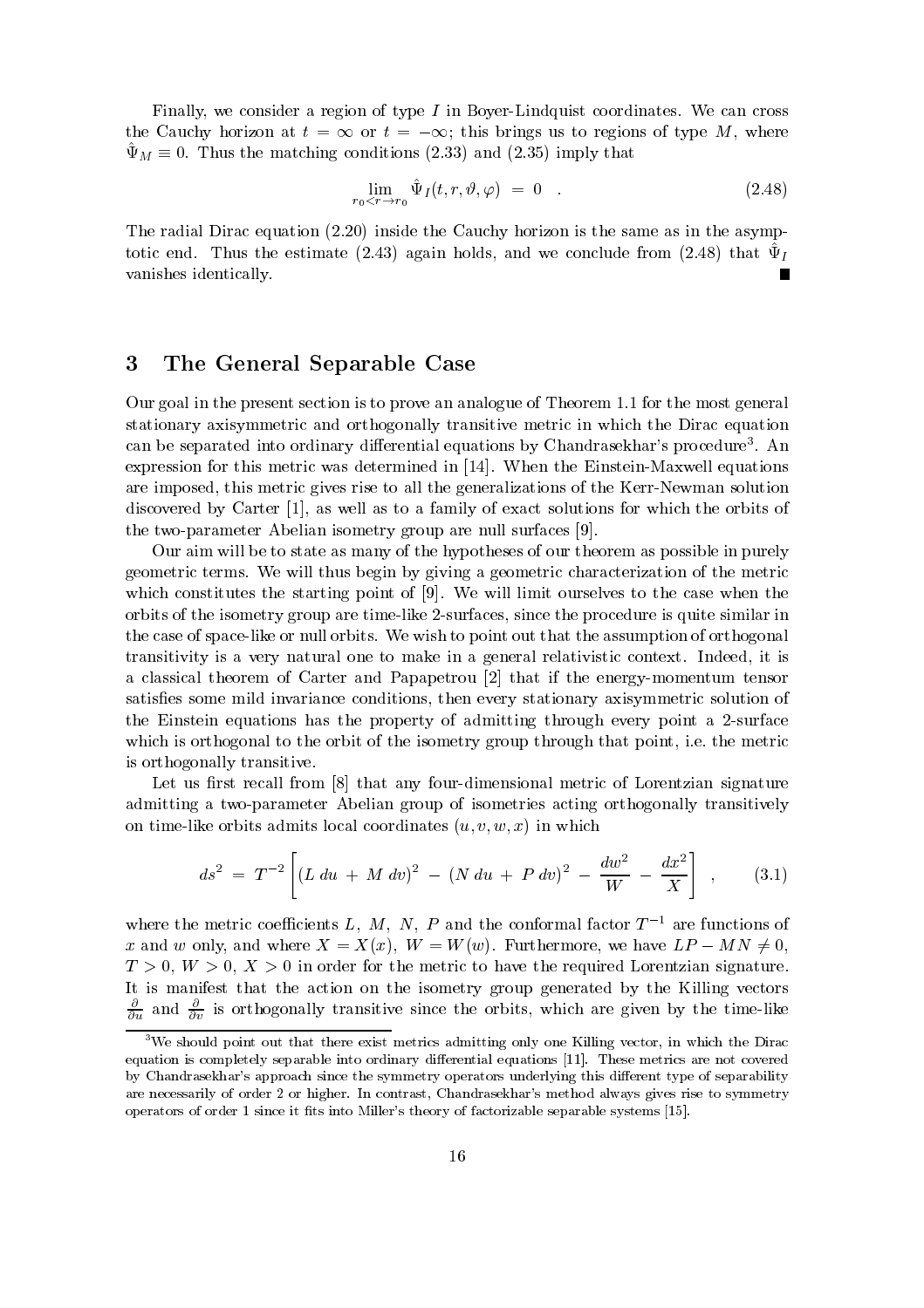Finally, we consider a region of type $I$ in Boyer-Lindquist coordinates. We can cross the Cauchy horizon at $t = \infty$ or $t = -\infty$; this brings us to regions of type $M$, where $\hat{\Psi}_M \equiv 0$. Thus the matching conditions (2.33) and (2.35) imply that

$$\lim_{r_0 < r \to r_0} \hat{\Psi}_I(t, r, \vartheta, \varphi) \;=\; 0 \quad . \tag{2.48}$$

The radial Dirac equation (2.20) inside the Cauchy horizon is the same as in the asymptotic end. Thus the estimate (2.43) again holds, and we conclude from (2.48) that $\hat{\Psi}_I$ vanishes identically. ∎

## 3 The General Separable Case

Our goal in the present section is to prove an analogue of Theorem 1.1 for the most general stationary axisymmetric and orthogonally transitive metric in which the Dirac equation can be separated into ordinary differential equations by Chandrasekhar's procedure[3]. An expression for this metric was determined in [14]. When the Einstein-Maxwell equations are imposed, this metric gives rise to all the generalizations of the Kerr-Newman solution discovered by Carter [1], as well as to a family of exact solutions for which the orbits of the two-parameter Abelian isometry group are null surfaces [9].

Our aim will be to state as many of the hypotheses of our theorem as possible in purely geometric terms. We will thus begin by giving a geometric characterization of the metric which constitutes the starting point of [9]. We will limit ourselves to the case when the orbits of the isometry group are time-like 2-surfaces, since the procedure is quite similar in the case of space-like or null orbits. We wish to point out that the assumption of orthogonal transitivity is a very natural one to make in a general relativistic context. Indeed, it is a classical theorem of Carter and Papapetrou [2] that if the energy-momentum tensor satisfies some mild invariance conditions, then every stationary axisymmetric solution of the Einstein equations has the property of admitting through every point a 2-surface which is orthogonal to the orbit of the isometry group through that point, i.e. the metric is orthogonally transitive.

Let us first recall from [8] that any four-dimensional metric of Lorentzian signature admitting a two-parameter Abelian group of isometries acting orthogonally transitively on time-like orbits admits local coordinates $(u, v, w, x)$ in which

$$ds^2 \;=\; T^{-2} \left[ (L\; du \;+\; M\; dv)^2 \;-\; (N\; du \;+\; P\; dv)^2 \;-\; \frac{dw^2}{W} \;-\; \frac{dx^2}{X} \right] \quad , \tag{3.1}$$

where the metric coefficients $L$, $M$, $N$, $P$ and the conformal factor $T^{-1}$ are functions of $x$ and $w$ only, and where $X = X(x)$, $W = W(w)$. Furthermore, we have $LP - MN \neq 0$, $T > 0$, $W > 0$, $X > 0$ in order for the metric to have the required Lorentzian signature. It is manifest that the action on the isometry group generated by the Killing vectors $\frac{\partial}{\partial u}$ and $\frac{\partial}{\partial v}$ is orthogonally transitive since the orbits, which are given by the time-like

[3]We should point out that there exist metrics admitting only one Killing vector, in which the Dirac equation is completely separable into ordinary differential equations [11]. These metrics are not covered by Chandrasekhar's approach since the symmetry operators underlying this different type of separability are necessarily of order 2 or higher. In contrast, Chandrasekhar's method always gives rise to symmetry operators of order 1 since it fits into Miller's theory of factorizable separable systems [15].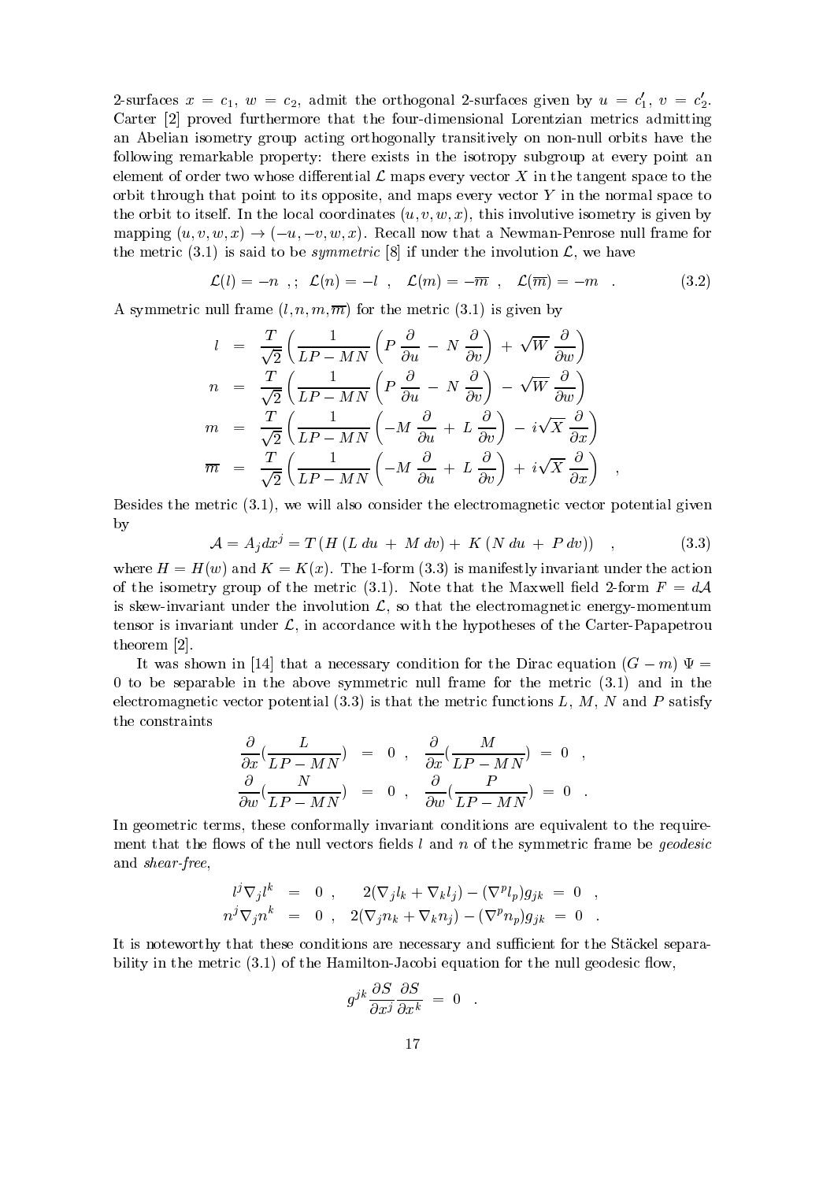2-surfaces $x = c_1$, $w = c_2$, admit the orthogonal 2-surfaces given by $u = c'_1$, $v = c'_2$. Carter [2] proved furthermore that the four-dimensional Lorentzian metrics admitting an Abelian isometry group acting orthogonally transitively on non-null orbits have the following remarkable property: there exists in the isotropy subgroup at every point an element of order two whose differential $\mathcal{L}$ maps every vector $X$ in the tangent space to the orbit through that point to its opposite, and maps every vector $Y$ in the normal space to the orbit to itself. In the local coordinates $(u, v, w, x)$, this involutive isometry is given by mapping $(u, v, w, x) \to (-u, -v, w, x)$. Recall now that a Newman-Penrose null frame for the metric (3.1) is said to be *symmetric* [8] if under the involution $\mathcal{L}$, we have

$$\mathcal{L}(l) = -n \ \ ,; \ \ \mathcal{L}(n) = -l \ , \ \ \mathcal{L}(m) = -\overline{m} \ , \ \ \mathcal{L}(\overline{m}) = -m \ . \tag{3.2}$$

A symmetric null frame $(l, n, m, \overline{m})$ for the metric (3.1) is given by

$$\begin{aligned}
l &= \frac{T}{\sqrt{2}} \left( \frac{1}{LP - MN} \left( P \frac{\partial}{\partial u} - N \frac{\partial}{\partial v} \right) + \sqrt{W} \frac{\partial}{\partial w} \right) \\
n &= \frac{T}{\sqrt{2}} \left( \frac{1}{LP - MN} \left( P \frac{\partial}{\partial u} - N \frac{\partial}{\partial v} \right) - \sqrt{W} \frac{\partial}{\partial w} \right) \\
m &= \frac{T}{\sqrt{2}} \left( \frac{1}{LP - MN} \left( -M \frac{\partial}{\partial u} + L \frac{\partial}{\partial v} \right) - i\sqrt{X} \frac{\partial}{\partial x} \right) \\
\overline{m} &= \frac{T}{\sqrt{2}} \left( \frac{1}{LP - MN} \left( -M \frac{\partial}{\partial u} + L \frac{\partial}{\partial v} \right) + i\sqrt{X} \frac{\partial}{\partial x} \right) \quad ,
\end{aligned}$$

Besides the metric (3.1), we will also consider the electromagnetic vector potential given by

$$\mathcal{A} = A_j dx^j = T \left( H \left( L\, du \ + \ M\, dv \right) + \ K \left( N\, du \ + \ P\, dv \right) \right) \quad , \tag{3.3}$$

where $H = H(w)$ and $K = K(x)$. The 1-form (3.3) is manifestly invariant under the action of the isometry group of the metric (3.1). Note that the Maxwell field 2-form $F = d\mathcal{A}$ is skew-invariant under the involution $\mathcal{L}$, so that the electromagnetic energy-momentum tensor is invariant under $\mathcal{L}$, in accordance with the hypotheses of the Carter-Papapetrou theorem [2].

It was shown in [14] that a necessary condition for the Dirac equation $(G - m)\, \Psi = 0$ to be separable in the above symmetric null frame for the metric (3.1) and in the electromagnetic vector potential (3.3) is that the metric functions $L$, $M$, $N$ and $P$ satisfy the constraints

$$\begin{aligned}
\frac{\partial}{\partial x}\left(\frac{L}{LP - MN}\right) &= 0 \ , \quad \frac{\partial}{\partial x}\left(\frac{M}{LP - MN}\right) \ = \ 0 \quad , \\
\frac{\partial}{\partial w}\left(\frac{N}{LP - MN}\right) &= 0 \ , \quad \frac{\partial}{\partial w}\left(\frac{P}{LP - MN}\right) \ = \ 0 \quad .
\end{aligned}$$

In geometric terms, these conformally invariant conditions are equivalent to the requirement that the flows of the null vectors fields $l$ and $n$ of the symmetric frame be *geodesic* and *shear-free*,

$$\begin{aligned}
l^j \nabla_j l^k &= 0 \ , \qquad 2(\nabla_j l_k + \nabla_k l_j) - (\nabla^p l_p) g_{jk} \ = \ 0 \quad , \\
n^j \nabla_j n^k &= 0 \ , \quad 2(\nabla_j n_k + \nabla_k n_j) - (\nabla^p n_p) g_{jk} \ = \ 0 \quad .
\end{aligned}$$

It is noteworthy that these conditions are necessary and sufficient for the Stäckel separability in the metric (3.1) of the Hamilton-Jacobi equation for the null geodesic flow,

$$g^{jk} \frac{\partial S}{\partial x^j} \frac{\partial S}{\partial x^k} \ = \ 0 \quad .$$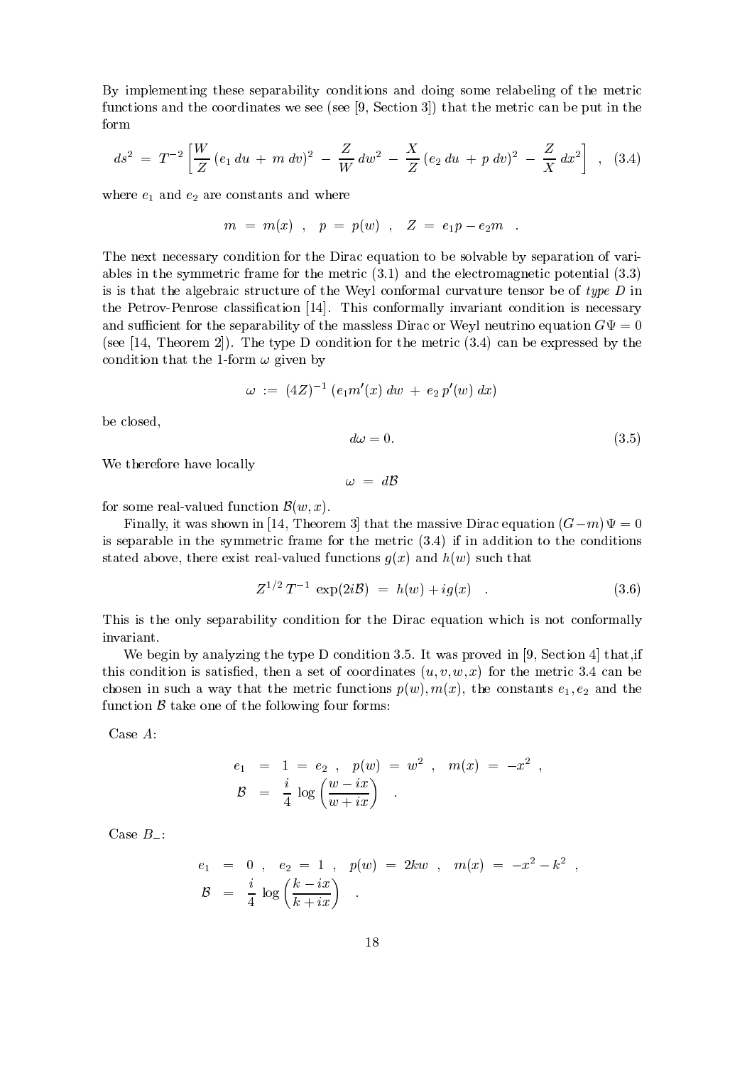By implementing these separability conditions and doing some relabeling of the metric functions and the coordinates we see (see [9, Section 3]) that the metric can be put in the form

$$ds^2 \;=\; T^{-2}\left[\frac{W}{Z}\,(e_1\,du \,+\, m\,dv)^2 \;-\; \frac{Z}{W}\,dw^2 \;-\; \frac{X}{Z}\,(e_2\,du \,+\, p\,dv)^2 \;-\; \frac{Z}{X}\,dx^2\right] \quad , \quad (3.4)$$

where $e_1$ and $e_2$ are constants and where

$$m \;=\; m(x) \quad , \quad p \;=\; p(w) \quad , \quad Z \;=\; e_1 p - e_2 m \quad .$$

The next necessary condition for the Dirac equation to be solvable by separation of variables in the symmetric frame for the metric (3.1) and the electromagnetic potential (3.3) is is that the algebraic structure of the Weyl conformal curvature tensor be of *type D* in the Petrov-Penrose classification [14]. This conformally invariant condition is necessary and sufficient for the separability of the massless Dirac or Weyl neutrino equation $G\Psi = 0$ (see [14, Theorem 2]). The type D condition for the metric (3.4) can be expressed by the condition that the 1-form $\omega$ given by

$$\omega \;:=\; (4Z)^{-1}\,(e_1 m'(x)\,dw \;+\; e_2\,p'(w)\,dx)$$

be closed,

$$d\omega = 0. \quad (3.5)$$

We therefore have locally

$$\omega \;=\; d\mathcal{B}$$

for some real-valued function $\mathcal{B}(w,x)$.

Finally, it was shown in [14, Theorem 3] that the massive Dirac equation $(G-m)\,\Psi = 0$ is separable in the symmetric frame for the metric (3.4) if in addition to the conditions stated above, there exist real-valued functions $g(x)$ and $h(w)$ such that

$$Z^{1/2}\,T^{-1}\,\exp(2i\mathcal{B}) \;=\; h(w) + ig(x) \quad . \quad (3.6)$$

This is the only separability condition for the Dirac equation which is not conformally invariant.

We begin by analyzing the type D condition 3.5. It was proved in [9, Section 4] that,if this condition is satisfied, then a set of coordinates $(u,v,w,x)$ for the metric 3.4 can be chosen in such a way that the metric functions $p(w), m(x)$, the constants $e_1, e_2$ and the function $\mathcal{B}$ take one of the following four forms:

Case $A$:

$$\begin{aligned} e_1 &= 1 \;=\; e_2 \;\;,\;\; p(w) \;=\; w^2 \;\;,\;\; m(x) \;=\; -x^2 \;\;, \\ \mathcal{B} &= \frac{i}{4}\,\log\left(\frac{w-ix}{w+ix}\right) \quad . \end{aligned}$$

Case $B_-$:

$$\begin{aligned} e_1 &= 0 \;\;,\;\; e_2 \;=\; 1 \;\;,\;\; p(w) \;=\; 2kw \;\;,\;\; m(x) \;=\; -x^2 - k^2 \;\;, \\ \mathcal{B} &= \frac{i}{4}\,\log\left(\frac{k-ix}{k+ix}\right) \quad . \end{aligned}$$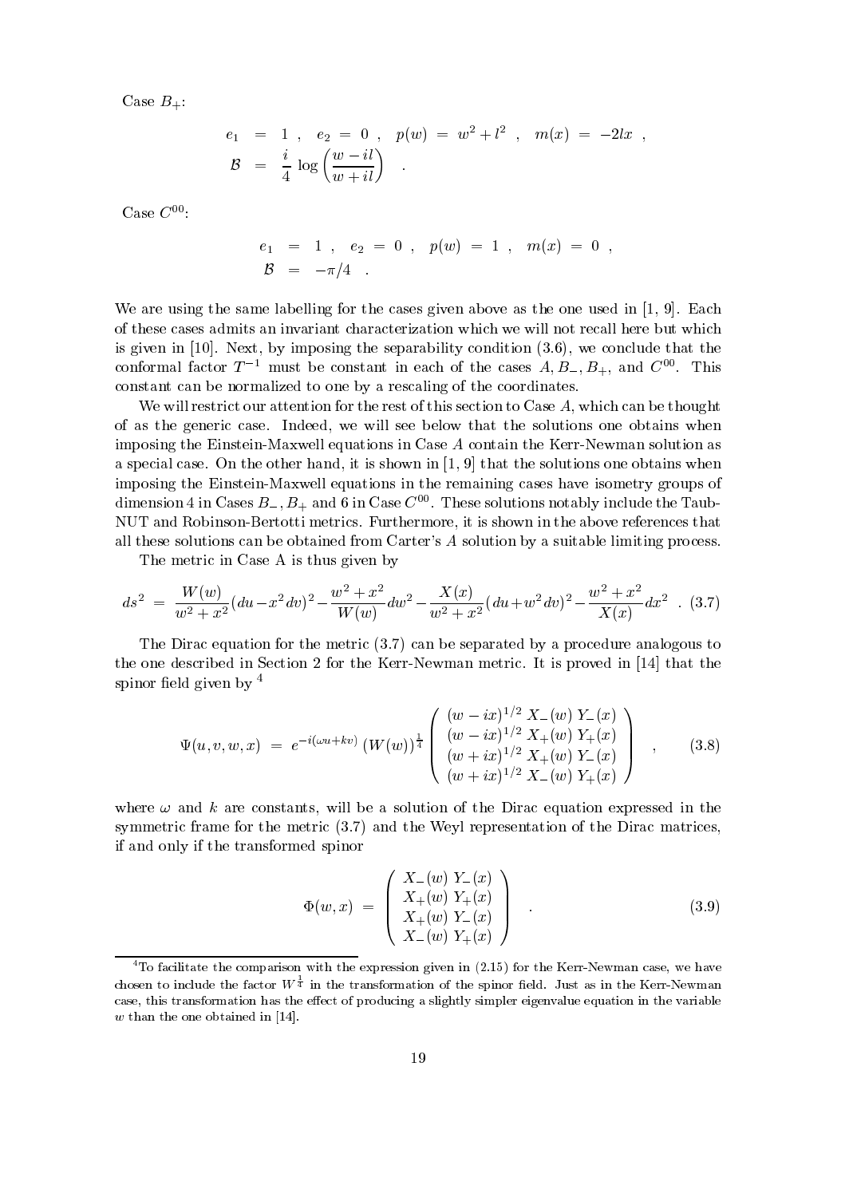Case $B_+$:

$$
\begin{aligned}
e_1 &= 1 \ , \quad e_2 \ = \ 0 \ , \quad p(w) \ = \ w^2 + l^2 \ , \quad m(x) \ = \ -2lx \ , \\
\mathcal{B} &= \frac{i}{4} \log \left( \frac{w - il}{w + il} \right) \quad .
\end{aligned}
$$

Case $C^{00}$:

$$
\begin{aligned}
e_1 &= 1 \ , \quad e_2 \ = \ 0 \ , \quad p(w) \ = \ 1 \ , \quad m(x) \ = \ 0 \ , \\
\mathcal{B} &= -\pi/4 \quad .
\end{aligned}
$$

We are using the same labelling for the cases given above as the one used in [1, 9]. Each of these cases admits an invariant characterization which we will not recall here but which is given in [10]. Next, by imposing the separability condition (3.6), we conclude that the conformal factor $T^{-1}$ must be constant in each of the cases $A, B_-, B_+$, and $C^{00}$. This constant can be normalized to one by a rescaling of the coordinates.

We will restrict our attention for the rest of this section to Case $A$, which can be thought of as the generic case. Indeed, we will see below that the solutions one obtains when imposing the Einstein-Maxwell equations in Case $A$ contain the Kerr-Newman solution as a special case. On the other hand, it is shown in [1, 9] that the solutions one obtains when imposing the Einstein-Maxwell equations in the remaining cases have isometry groups of dimension 4 in Cases $B_-, B_+$ and 6 in Case $C^{00}$. These solutions notably include the Taub-NUT and Robinson-Bertotti metrics. Furthermore, it is shown in the above references that all these solutions can be obtained from Carter's $A$ solution by a suitable limiting process.

The metric in Case A is thus given by

$$
ds^2 \ = \ \frac{W(w)}{w^2+x^2}(du - x^2 dv)^2 - \frac{w^2+x^2}{W(w)} dw^2 - \frac{X(x)}{w^2+x^2}(du + w^2 dv)^2 - \frac{w^2+x^2}{X(x)} dx^2 \ . \quad (3.7)
$$

The Dirac equation for the metric (3.7) can be separated by a procedure analogous to the one described in Section 2 for the Kerr-Newman metric. It is proved in [14] that the spinor field given by [4]

$$
\Psi(u,v,w,x) \ = \ e^{-i(\omega u + kv)} \, (W(w))^{\frac{1}{4}} \begin{pmatrix} (w - ix)^{1/2} \, X_-(w) \, Y_-(x) \\ (w - ix)^{1/2} \, X_+(w) \, Y_+(x) \\ (w + ix)^{1/2} \, X_+(w) \, Y_-(x) \\ (w + ix)^{1/2} \, X_-(w) \, Y_+(x) \end{pmatrix} \quad , \quad (3.8)
$$

where $\omega$ and $k$ are constants, will be a solution of the Dirac equation expressed in the symmetric frame for the metric (3.7) and the Weyl representation of the Dirac matrices, if and only if the transformed spinor

$$
\Phi(w,x) \ = \ \begin{pmatrix} X_-(w) \, Y_-(x) \\ X_+(w) \, Y_+(x) \\ X_+(w) \, Y_-(x) \\ X_-(w) \, Y_+(x) \end{pmatrix} \quad . \quad (3.9)
$$

[4] To facilitate the comparison with the expression given in (2.15) for the Kerr-Newman case, we have chosen to include the factor $W^{\frac{1}{4}}$ in the transformation of the spinor field. Just as in the Kerr-Newman case, this transformation has the effect of producing a slightly simpler eigenvalue equation in the variable $w$ than the one obtained in [14].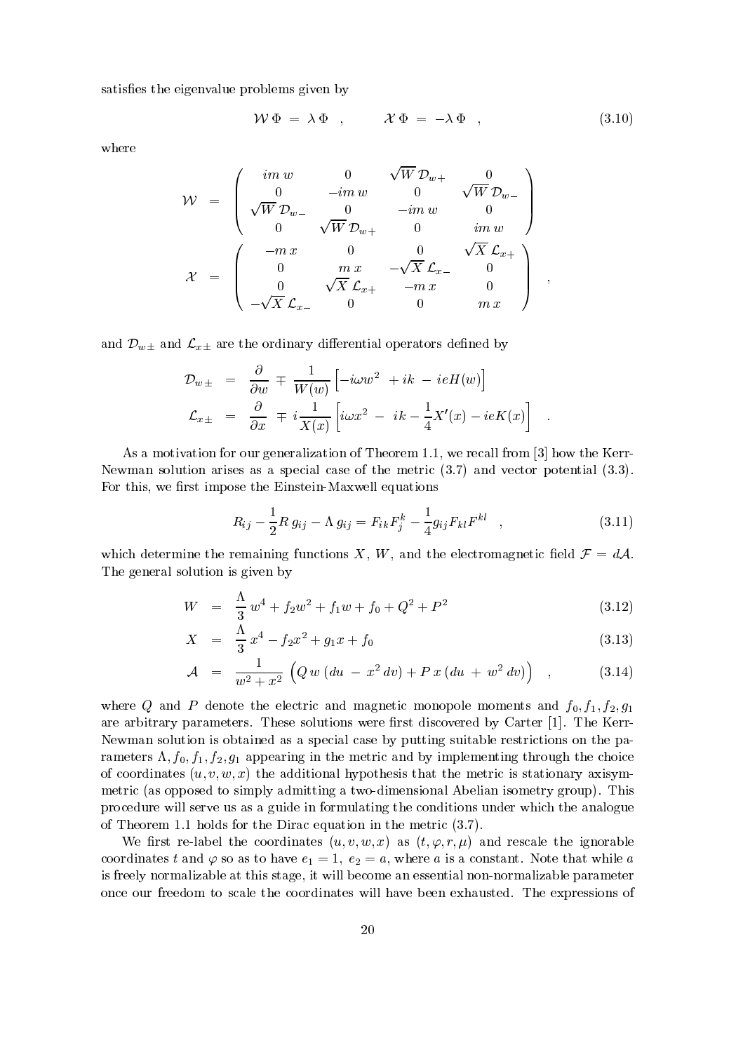satisfies the eigenvalue problems given by

$$\mathcal{W}\,\Phi \;=\; \lambda\,\Phi \quad , \qquad\quad \mathcal{X}\,\Phi \;=\; -\lambda\,\Phi \quad , \tag{3.10}$$

where

$$\mathcal{W} \;=\; \begin{pmatrix} im\,w & 0 & \sqrt{W}\,\mathcal{D}_{w+} & 0 \\ 0 & -im\,w & 0 & \sqrt{W}\,\mathcal{D}_{w-} \\ \sqrt{W}\,\mathcal{D}_{w-} & 0 & -im\,w & 0 \\ 0 & \sqrt{W}\,\mathcal{D}_{w+} & 0 & im\,w \end{pmatrix}$$

$$\mathcal{X} \;=\; \begin{pmatrix} -m\,x & 0 & 0 & \sqrt{X}\,\mathcal{L}_{x+} \\ 0 & m\,x & -\sqrt{X}\,\mathcal{L}_{x-} & 0 \\ 0 & \sqrt{X}\,\mathcal{L}_{x+} & -m\,x & 0 \\ -\sqrt{X}\,\mathcal{L}_{x-} & 0 & 0 & m\,x \end{pmatrix} \quad ,$$

and $\mathcal{D}_{w\pm}$ and $\mathcal{L}_{x\pm}$ are the ordinary differential operators defined by

$$\begin{aligned} \mathcal{D}_{w\pm} &= \frac{\partial}{\partial w} \mp \frac{1}{W(w)}\left[-i\omega w^2 \;+ ik \;-\; ieH(w)\right] \\ \mathcal{L}_{x\pm} &= \frac{\partial}{\partial x} \mp i\frac{1}{X(x)}\left[i\omega x^2 \;-\; ik - \frac{1}{4}X'(x) - ieK(x)\right] \quad . \end{aligned}$$

As a motivation for our generalization of Theorem 1.1, we recall from [3] how the Kerr-Newman solution arises as a special case of the metric (3.7) and vector potential (3.3). For this, we first impose the Einstein-Maxwell equations

$$R_{ij} - \frac{1}{2}R\,g_{ij} - \Lambda\,g_{ij} = F_{ik}F^k_j - \frac{1}{4}g_{ij}F_{kl}F^{kl} \quad , \tag{3.11}$$

which determine the remaining functions $X$, $W$, and the electromagnetic field $\mathcal{F} = d\mathcal{A}$. The general solution is given by

$$W \;=\; \frac{\Lambda}{3}\,w^4 + f_2 w^2 + f_1 w + f_0 + Q^2 + P^2 \tag{3.12}$$

$$X \;=\; \frac{\Lambda}{3}\,x^4 - f_2 x^2 + g_1 x + f_0 \tag{3.13}$$

$$\mathcal{A} \;=\; \frac{1}{w^2 + x^2}\,\Big(Q\,w\,(du \;-\; x^2\,dv) + P\,x\,(du \;+\; w^2\,dv)\Big) \quad , \tag{3.14}$$

where $Q$ and $P$ denote the electric and magnetic monopole moments and $f_0, f_1, f_2, g_1$ are arbitrary parameters. These solutions were first discovered by Carter [1]. The Kerr-Newman solution is obtained as a special case by putting suitable restrictions on the parameters $\Lambda, f_0, f_1, f_2, g_1$ appearing in the metric and by implementing through the choice of coordinates $(u, v, w, x)$ the additional hypothesis that the metric is stationary axisymmetric (as opposed to simply admitting a two-dimensional Abelian isometry group). This procedure will serve us as a guide in formulating the conditions under which the analogue of Theorem 1.1 holds for the Dirac equation in the metric (3.7).

We first re-label the coordinates $(u, v, w, x)$ as $(t, \varphi, r, \mu)$ and rescale the ignorable coordinates $t$ and $\varphi$ so as to have $e_1 = 1,\ e_2 = a$, where $a$ is a constant. Note that while $a$ is freely normalizable at this stage, it will become an essential non-normalizable parameter once our freedom to scale the coordinates will have been exhausted. The expressions of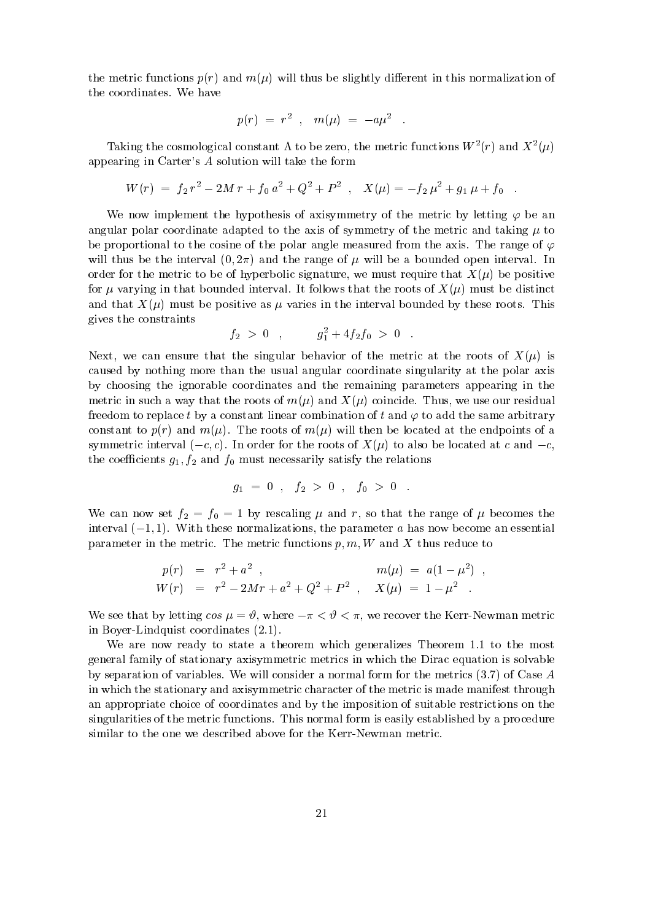the metric functions $p(r)$ and $m(\mu)$ will thus be slightly different in this normalization of the coordinates. We have

$$p(r) \;=\; r^2 \;\;,\;\;\; m(\mu) \;=\; -a\mu^2 \;\;\; .$$

Taking the cosmological constant $\Lambda$ to be zero, the metric functions $W^2(r)$ and $X^2(\mu)$ appearing in Carter's $A$ solution will take the form

$$W(r) \;=\; f_2\, r^2 - 2M\, r + f_0\, a^2 + Q^2 + P^2 \;\;,\;\;\; X(\mu) = -f_2\, \mu^2 + g_1\, \mu + f_0 \;\;\; .$$

We now implement the hypothesis of axisymmetry of the metric by letting $\varphi$ be an angular polar coordinate adapted to the axis of symmetry of the metric and taking $\mu$ to be proportional to the cosine of the polar angle measured from the axis. The range of $\varphi$ will thus be the interval $(0, 2\pi)$ and the range of $\mu$ will be a bounded open interval. In order for the metric to be of hyperbolic signature, we must require that $X(\mu)$ be positive for $\mu$ varying in that bounded interval. It follows that the roots of $X(\mu)$ must be distinct and that $X(\mu)$ must be positive as $\mu$ varies in the interval bounded by these roots. This gives the constraints

$$f_2 \;>\; 0 \;\;\;, \qquad g_1^2 + 4 f_2 f_0 \;>\; 0 \;\;\; .$$

Next, we can ensure that the singular behavior of the metric at the roots of $X(\mu)$ is caused by nothing more than the usual angular coordinate singularity at the polar axis by choosing the ignorable coordinates and the remaining parameters appearing in the metric in such a way that the roots of $m(\mu)$ and $X(\mu)$ coincide. Thus, we use our residual freedom to replace $t$ by a constant linear combination of $t$ and $\varphi$ to add the same arbitrary constant to $p(r)$ and $m(\mu)$. The roots of $m(\mu)$ will then be located at the endpoints of a symmetric interval $(-c, c)$. In order for the roots of $X(\mu)$ to also be located at $c$ and $-c$, the coefficients $g_1, f_2$ and $f_0$ must necessarily satisfy the relations

$$g_1 \;=\; 0 \;\;,\;\;\; f_2 \;>\; 0 \;\;,\;\;\; f_0 \;>\; 0 \;\;\; .$$

We can now set $f_2 = f_0 = 1$ by rescaling $\mu$ and $r$, so that the range of $\mu$ becomes the interval $(-1, 1)$. With these normalizations, the parameter $a$ has now become an essential parameter in the metric. The metric functions $p, m, W$ and $X$ thus reduce to

$$\begin{aligned} p(r) &= r^2 + a^2 \;\;, & m(\mu) &= a(1 - \mu^2) \;\;, \\ W(r) &= r^2 - 2Mr + a^2 + Q^2 + P^2 \;\;, & X(\mu) &= 1 - \mu^2 \;\;\; . \end{aligned}$$

We see that by letting $cos\ \mu = \vartheta$, where $-\pi < \vartheta < \pi$, we recover the Kerr-Newman metric in Boyer-Lindquist coordinates (2.1).

We are now ready to state a theorem which generalizes Theorem 1.1 to the most general family of stationary axisymmetric metrics in which the Dirac equation is solvable by separation of variables. We will consider a normal form for the metrics (3.7) of Case $A$ in which the stationary and axisymmetric character of the metric is made manifest through an appropriate choice of coordinates and by the imposition of suitable restrictions on the singularities of the metric functions. This normal form is easily established by a procedure similar to the one we described above for the Kerr-Newman metric.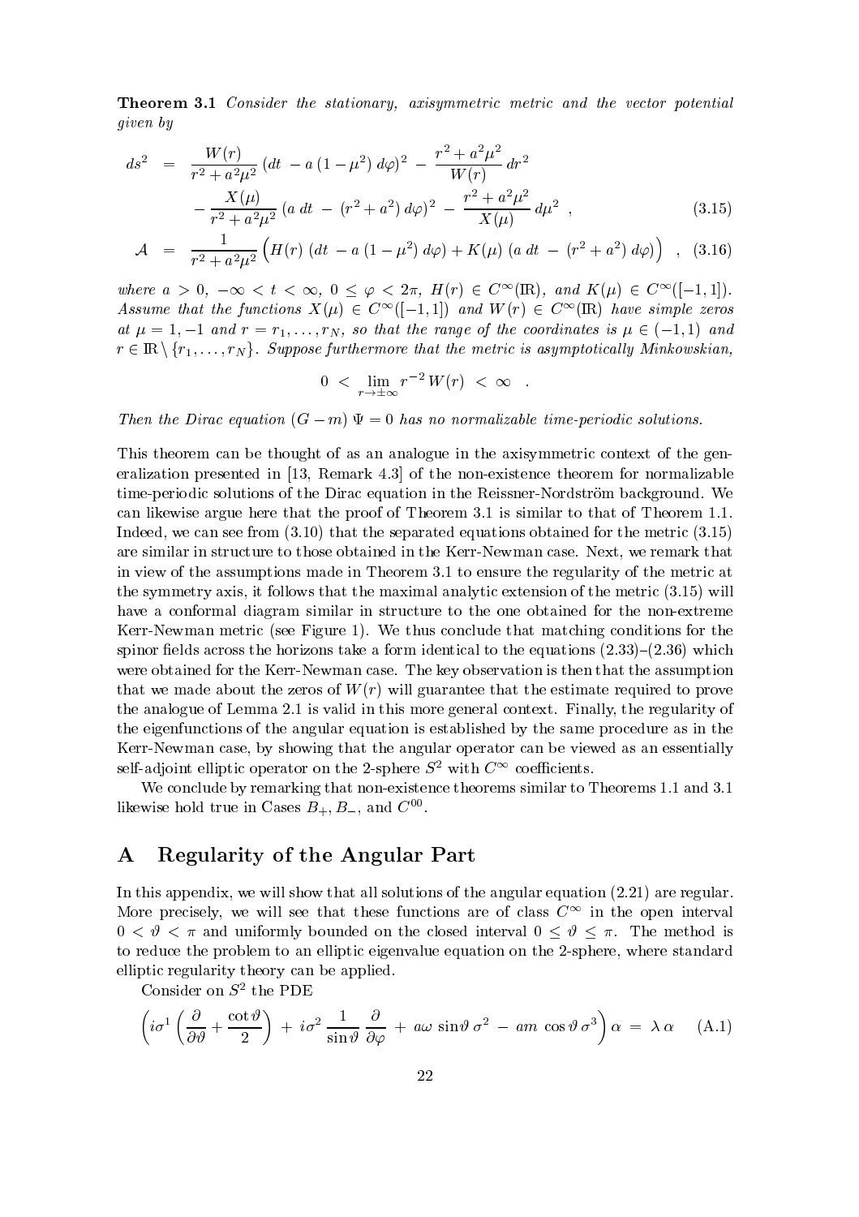**Theorem 3.1** *Consider the stationary, axisymmetric metric and the vector potential given by*

$$
\begin{aligned}
ds^2 &= \frac{W(r)}{r^2+a^2\mu^2}\,(dt\,-a\,(1-\mu^2)\,d\varphi)^2 \,-\, \frac{r^2+a^2\mu^2}{W(r)}\,dr^2 \\
&\quad -\frac{X(\mu)}{r^2+a^2\mu^2}\,(a\;dt\,-\,(r^2+a^2)\,d\varphi)^2 \,-\, \frac{r^2+a^2\mu^2}{X(\mu)}\,d\mu^2 \;, \qquad (3.15)\\
\mathcal{A} &= \frac{1}{r^2+a^2\mu^2}\Big(H(r)\,(dt\,-a\,(1-\mu^2)\,d\varphi) + K(\mu)\,(a\;dt\,-\,(r^2+a^2)\,d\varphi)\Big) \;\;, \quad (3.16)
\end{aligned}
$$

*where $a>0$, $-\infty<t<\infty$, $0\leq\varphi<2\pi$, $H(r)\in C^\infty(\mathbb{R})$, and $K(\mu)\in C^\infty([-1,1])$. Assume that the functions $X(\mu)\in C^\infty([-1,1])$ and $W(r)\in C^\infty(\mathbb{R})$ have simple zeros at $\mu=1,-1$ and $r=r_1,\ldots,r_N$, so that the range of the coordinates is $\mu\in(-1,1)$ and $r\in\mathbb{R}\setminus\{r_1,\ldots,r_N\}$. Suppose furthermore that the metric is asymptotically Minkowskian,*

$$0 \;<\; \lim_{r\to\pm\infty} r^{-2}\,W(r) \;<\; \infty \quad .$$

*Then the Dirac equation $(G-m)\,\Psi=0$ has no normalizable time-periodic solutions.*

This theorem can be thought of as an analogue in the axisymmetric context of the generalization presented in [13, Remark 4.3] of the non-existence theorem for normalizable time-periodic solutions of the Dirac equation in the Reissner-Nordström background. We can likewise argue here that the proof of Theorem 3.1 is similar to that of Theorem 1.1. Indeed, we can see from (3.10) that the separated equations obtained for the metric (3.15) are similar in structure to those obtained in the Kerr-Newman case. Next, we remark that in view of the assumptions made in Theorem 3.1 to ensure the regularity of the metric at the symmetry axis, it follows that the maximal analytic extension of the metric (3.15) will have a conformal diagram similar in structure to the one obtained for the non-extreme Kerr-Newman metric (see Figure 1). We thus conclude that matching conditions for the spinor fields across the horizons take a form identical to the equations (2.33)–(2.36) which were obtained for the Kerr-Newman case. The key observation is then that the assumption that we made about the zeros of $W(r)$ will guarantee that the estimate required to prove the analogue of Lemma 2.1 is valid in this more general context. Finally, the regularity of the eigenfunctions of the angular equation is established by the same procedure as in the Kerr-Newman case, by showing that the angular operator can be viewed as an essentially self-adjoint elliptic operator on the 2-sphere $S^2$ with $C^\infty$ coefficients.

We conclude by remarking that non-existence theorems similar to Theorems 1.1 and 3.1 likewise hold true in Cases $B_+$, $B_-$, and $C^{00}$.

# A Regularity of the Angular Part

In this appendix, we will show that all solutions of the angular equation (2.21) are regular. More precisely, we will see that these functions are of class $C^\infty$ in the open interval $0<\vartheta<\pi$ and uniformly bounded on the closed interval $0\leq\vartheta\leq\pi$. The method is to reduce the problem to an elliptic eigenvalue equation on the 2-sphere, where standard elliptic regularity theory can be applied.

Consider on $S^2$ the PDE

$$\left(i\sigma^1\left(\frac{\partial}{\partial\vartheta}+\frac{\cot\vartheta}{2}\right) \,+\, i\sigma^2\,\frac{1}{\sin\vartheta}\,\frac{\partial}{\partial\varphi} \,+\, a\omega\,\sin\vartheta\,\sigma^2 \,-\, am\,\cos\vartheta\,\sigma^3\right)\alpha \;=\; \lambda\,\alpha \qquad \text{(A.1)}$$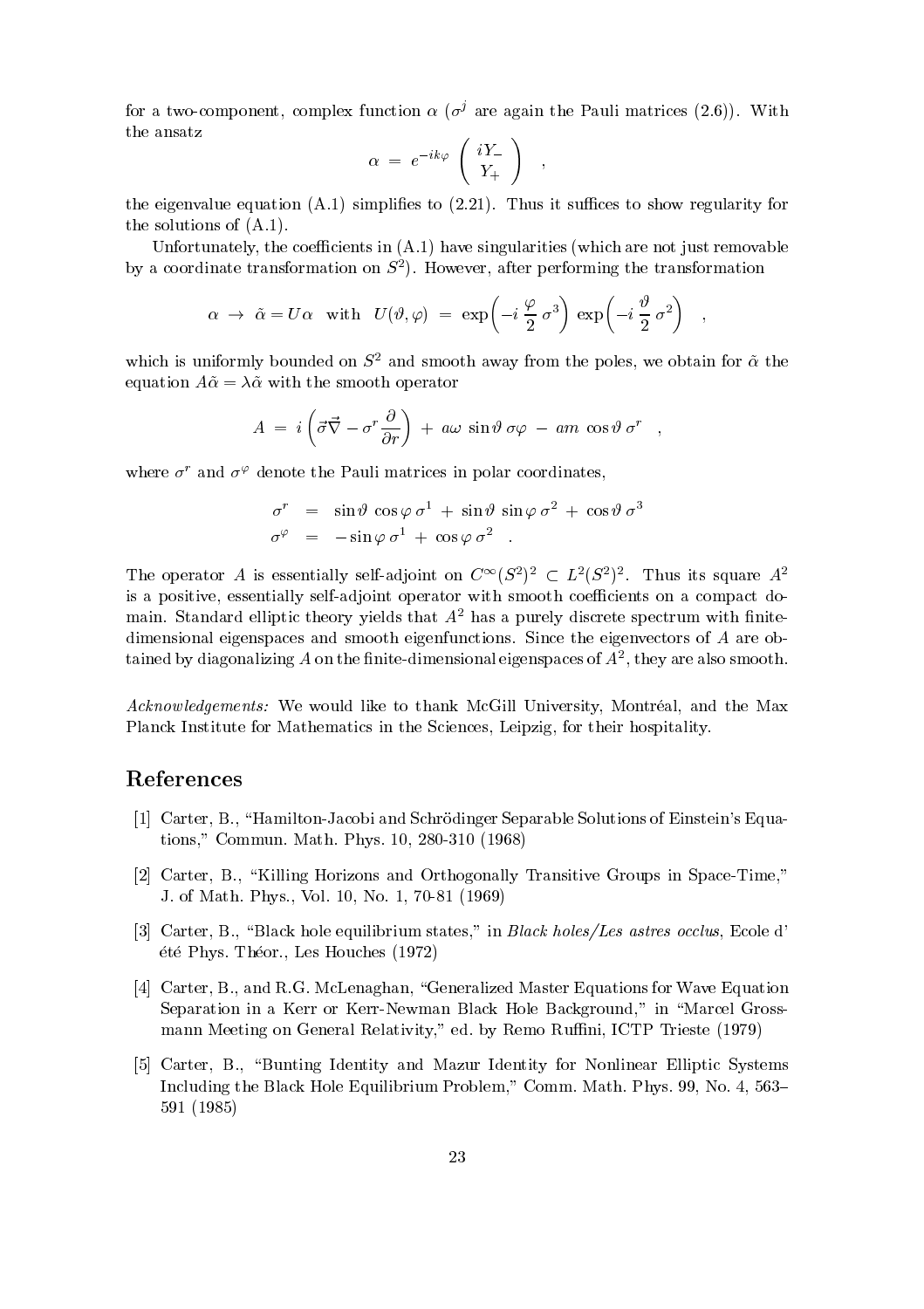for a two-component, complex function $\alpha$ ($\sigma^j$ are again the Pauli matrices (2.6)). With the ansatz

$$\alpha \;=\; e^{-ik\varphi} \left( \begin{array}{c} iY_- \\ Y_+ \end{array} \right) \quad ,$$

the eigenvalue equation (A.1) simplifies to (2.21). Thus it suffices to show regularity for the solutions of (A.1).

Unfortunately, the coefficients in (A.1) have singularities (which are not just removable by a coordinate transformation on $S^2$). However, after performing the transformation

$$\alpha \;\rightarrow\; \tilde{\alpha} = U\alpha \quad \text{with} \quad U(\vartheta, \varphi) \;=\; \exp\!\left(-i\,\frac{\varphi}{2}\,\sigma^3\right)\,\exp\!\left(-i\,\frac{\vartheta}{2}\,\sigma^2\right) \quad ,$$

which is uniformly bounded on $S^2$ and smooth away from the poles, we obtain for $\tilde{\alpha}$ the equation $A\tilde{\alpha} = \lambda \tilde{\alpha}$ with the smooth operator

$$A \;=\; i \left( \vec{\sigma} \vec{\nabla} - \sigma^r \frac{\partial}{\partial r} \right) \;+\; a\omega\, \sin\vartheta\, \sigma\varphi \;-\; am\, \cos\vartheta\, \sigma^r \quad ,$$

where $\sigma^r$ and $\sigma^\varphi$ denote the Pauli matrices in polar coordinates,

$$\begin{aligned}
\sigma^r &= \sin\vartheta\, \cos\varphi\, \sigma^1 \;+\; \sin\vartheta\, \sin\varphi\, \sigma^2 \;+\; \cos\vartheta\, \sigma^3 \\
\sigma^\varphi &= -\sin\varphi\, \sigma^1 \;+\; \cos\varphi\, \sigma^2 \quad .
\end{aligned}$$

The operator $A$ is essentially self-adjoint on $C^\infty(S^2)^2 \subset L^2(S^2)^2$. Thus its square $A^2$ is a positive, essentially self-adjoint operator with smooth coefficients on a compact domain. Standard elliptic theory yields that $A^2$ has a purely discrete spectrum with finite-dimensional eigenspaces and smooth eigenfunctions. Since the eigenvectors of $A$ are obtained by diagonalizing $A$ on the finite-dimensional eigenspaces of $A^2$, they are also smooth.

*Acknowledgements:* We would like to thank McGill University, Montréal, and the Max Planck Institute for Mathematics in the Sciences, Leipzig, for their hospitality.

# References

[1] Carter, B., "Hamilton-Jacobi and Schrödinger Separable Solutions of Einstein's Equations," Commun. Math. Phys. 10, 280-310 (1968)

[2] Carter, B., "Killing Horizons and Orthogonally Transitive Groups in Space-Time," J. of Math. Phys., Vol. 10, No. 1, 70-81 (1969)

[3] Carter, B., "Black hole equilibrium states," in *Black holes/Les astres occlus*, Ecole d' été Phys. Théor., Les Houches (1972)

[4] Carter, B., and R.G. McLenaghan, "Generalized Master Equations for Wave Equation Separation in a Kerr or Kerr-Newman Black Hole Background," in "Marcel Grossmann Meeting on General Relativity," ed. by Remo Ruffini, ICTP Trieste (1979)

[5] Carter, B., "Bunting Identity and Mazur Identity for Nonlinear Elliptic Systems Including the Black Hole Equilibrium Problem," Comm. Math. Phys. 99, No. 4, 563–591 (1985)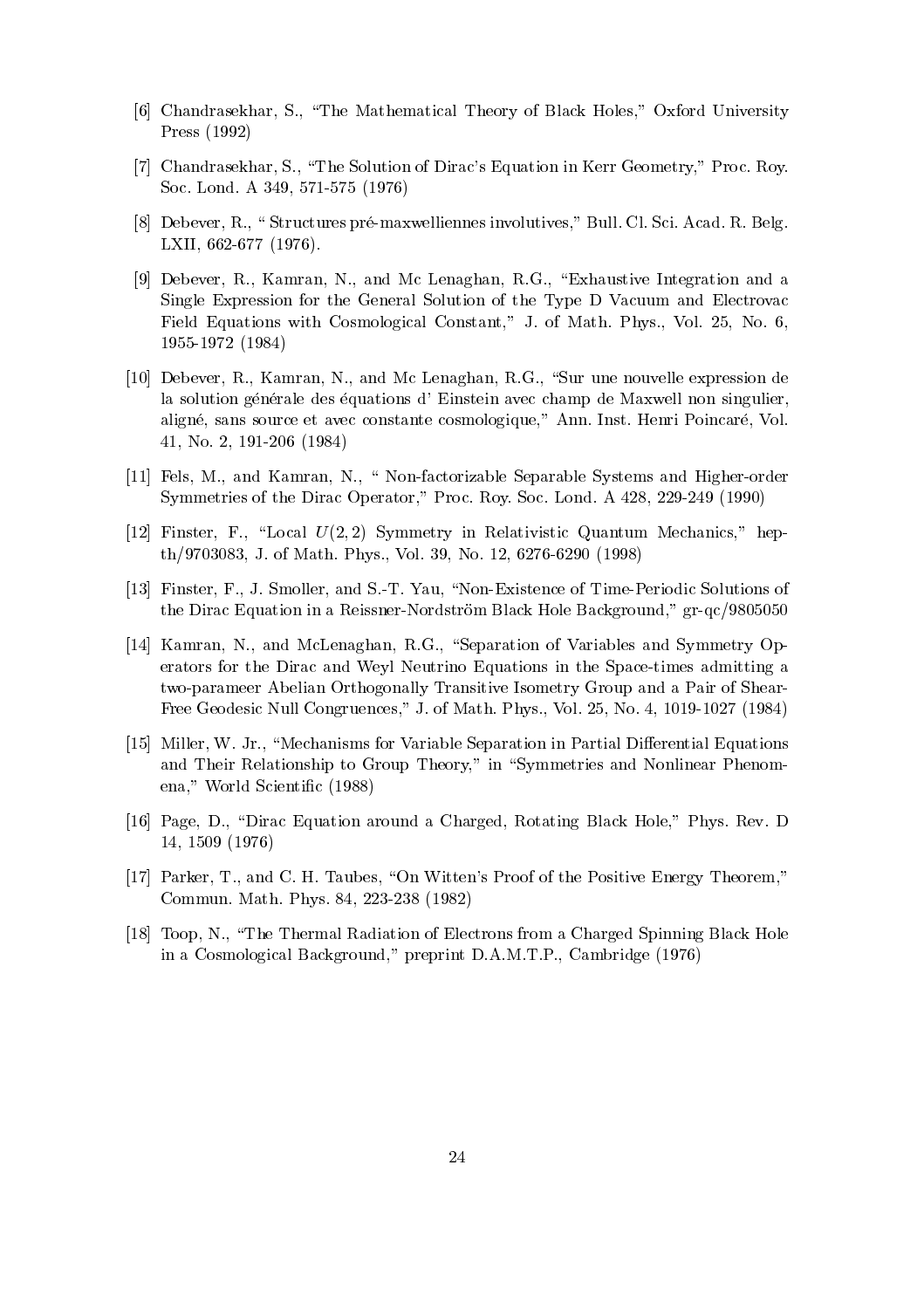[6] Chandrasekhar, S., "The Mathematical Theory of Black Holes," Oxford University Press (1992)

[7] Chandrasekhar, S., "The Solution of Dirac's Equation in Kerr Geometry," Proc. Roy. Soc. Lond. A 349, 571-575 (1976)

[8] Debever, R., " Structures pré-maxwelliennes involutives," Bull. Cl. Sci. Acad. R. Belg. LXII, 662-677 (1976).

[9] Debever, R., Kamran, N., and Mc Lenaghan, R.G., "Exhaustive Integration and a Single Expression for the General Solution of the Type D Vacuum and Electrovac Field Equations with Cosmological Constant," J. of Math. Phys., Vol. 25, No. 6, 1955-1972 (1984)

[10] Debever, R., Kamran, N., and Mc Lenaghan, R.G., "Sur une nouvelle expression de la solution générale des équations d' Einstein avec champ de Maxwell non singulier, aligné, sans source et avec constante cosmologique," Ann. Inst. Henri Poincaré, Vol. 41, No. 2, 191-206 (1984)

[11] Fels, M., and Kamran, N., " Non-factorizable Separable Systems and Higher-order Symmetries of the Dirac Operator," Proc. Roy. Soc. Lond. A 428, 229-249 (1990)

[12] Finster, F., "Local $U(2,2)$ Symmetry in Relativistic Quantum Mechanics," hep-th/9703083, J. of Math. Phys., Vol. 39, No. 12, 6276-6290 (1998)

[13] Finster, F., J. Smoller, and S.-T. Yau, "Non-Existence of Time-Periodic Solutions of the Dirac Equation in a Reissner-Nordström Black Hole Background," gr-qc/9805050

[14] Kamran, N., and McLenaghan, R.G., "Separation of Variables and Symmetry Operators for the Dirac and Weyl Neutrino Equations in the Space-times admitting a two-parameer Abelian Orthogonally Transitive Isometry Group and a Pair of Shear-Free Geodesic Null Congruences," J. of Math. Phys., Vol. 25, No. 4, 1019-1027 (1984)

[15] Miller, W. Jr., "Mechanisms for Variable Separation in Partial Differential Equations and Their Relationship to Group Theory," in "Symmetries and Nonlinear Phenomena," World Scientific (1988)

[16] Page, D., "Dirac Equation around a Charged, Rotating Black Hole," Phys. Rev. D 14, 1509 (1976)

[17] Parker, T., and C. H. Taubes, "On Witten's Proof of the Positive Energy Theorem," Commun. Math. Phys. 84, 223-238 (1982)

[18] Toop, N., "The Thermal Radiation of Electrons from a Charged Spinning Black Hole in a Cosmological Background," preprint D.A.M.T.P., Cambridge (1976)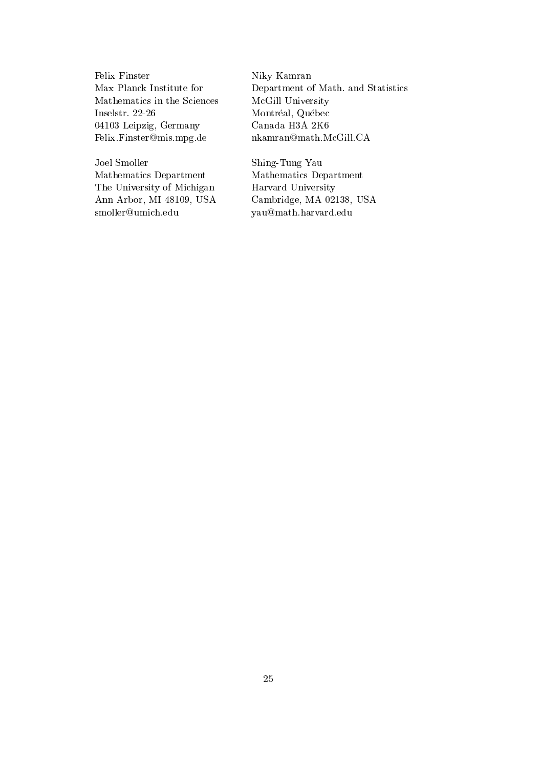Felix Finster
Max Planck Institute for
Mathematics in the Sciences
Inselstr. 22-26
04103 Leipzig, Germany
Felix.Finster@mis.mpg.de

Niky Kamran
Department of Math. and Statistics
McGill University
Montréal, Québec
Canada H3A 2K6
nkamran@math.McGill.CA

Joel Smoller
Mathematics Department
The University of Michigan
Ann Arbor, MI 48109, USA
smoller@umich.edu

Shing-Tung Yau
Mathematics Department
Harvard University
Cambridge, MA 02138, USA
yau@math.harvard.edu